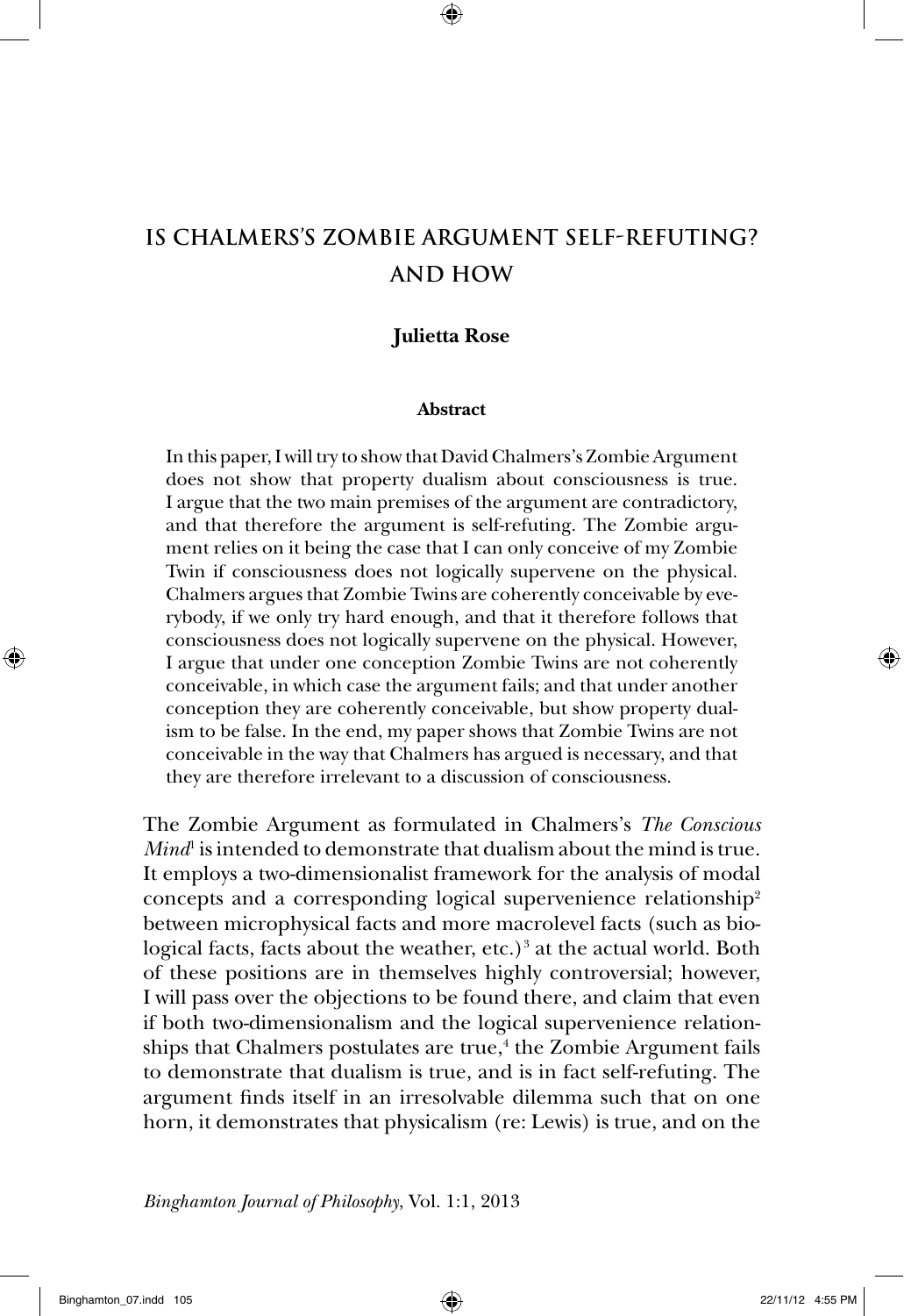# IS CHALMERS'S ZOMBIE ARGUMENT SELF-REFUTING? AND HOW

**Julietta Rose**

**Abstract**

In this paper, I will try to show that David Chalmers's Zombie Argument does not show that property dualism about consciousness is true. I argue that the two main premises of the argument are contradictory, and that therefore the argument is self-refuting. The Zombie argument relies on it being the case that I can only conceive of my Zombie Twin if consciousness does not logically supervene on the physical. Chalmers argues that Zombie Twins are coherently conceivable by everybody, if we only try hard enough, and that it therefore follows that consciousness does not logically supervene on the physical. However, I argue that under one conception Zombie Twins are not coherently conceivable, in which case the argument fails; and that under another conception they are coherently conceivable, but show property dualism to be false. In the end, my paper shows that Zombie Twins are not conceivable in the way that Chalmers has argued is necessary, and that they are therefore irrelevant to a discussion of consciousness.

The Zombie Argument as formulated in Chalmers's *The Conscious Mind*[1] is intended to demonstrate that dualism about the mind is true. It employs a two-dimensionalist framework for the analysis of modal concepts and a corresponding logical supervenience relationship[2] between microphysical facts and more macrolevel facts (such as biological facts, facts about the weather, etc.)[3] at the actual world. Both of these positions are in themselves highly controversial; however, I will pass over the objections to be found there, and claim that even if both two-dimensionalism and the logical supervenience relationships that Chalmers postulates are true,[4] the Zombie Argument fails to demonstrate that dualism is true, and is in fact self-refuting. The argument finds itself in an irresolvable dilemma such that on one horn, it demonstrates that physicalism (re: Lewis) is true, and on the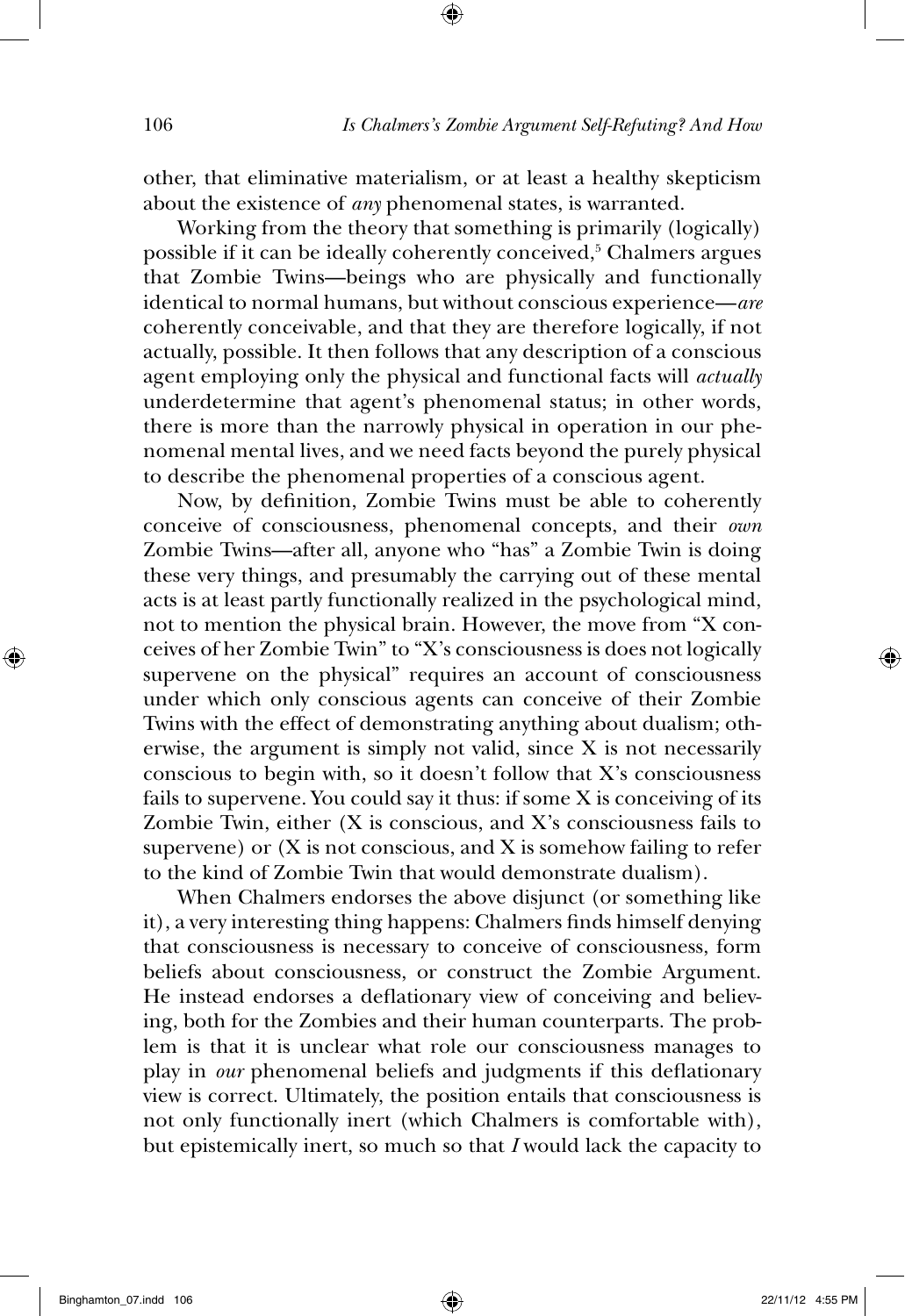other, that eliminative materialism, or at least a healthy skepticism about the existence of *any* phenomenal states, is warranted.

Working from the theory that something is primarily (logically) possible if it can be ideally coherently conceived,[5] Chalmers argues that Zombie Twins—beings who are physically and functionally identical to normal humans, but without conscious experience—*are* coherently conceivable, and that they are therefore logically, if not actually, possible. It then follows that any description of a conscious agent employing only the physical and functional facts will *actually* underdetermine that agent's phenomenal status; in other words, there is more than the narrowly physical in operation in our phenomenal mental lives, and we need facts beyond the purely physical to describe the phenomenal properties of a conscious agent.

Now, by definition, Zombie Twins must be able to coherently conceive of consciousness, phenomenal concepts, and their *own* Zombie Twins—after all, anyone who "has" a Zombie Twin is doing these very things, and presumably the carrying out of these mental acts is at least partly functionally realized in the psychological mind, not to mention the physical brain. However, the move from "X conceives of her Zombie Twin" to "X's consciousness is does not logically supervene on the physical" requires an account of consciousness under which only conscious agents can conceive of their Zombie Twins with the effect of demonstrating anything about dualism; otherwise, the argument is simply not valid, since X is not necessarily conscious to begin with, so it doesn't follow that X's consciousness fails to supervene. You could say it thus: if some X is conceiving of its Zombie Twin, either (X is conscious, and X's consciousness fails to supervene) or (X is not conscious, and X is somehow failing to refer to the kind of Zombie Twin that would demonstrate dualism).

When Chalmers endorses the above disjunct (or something like it), a very interesting thing happens: Chalmers finds himself denying that consciousness is necessary to conceive of consciousness, form beliefs about consciousness, or construct the Zombie Argument. He instead endorses a deflationary view of conceiving and believing, both for the Zombies and their human counterparts. The problem is that it is unclear what role our consciousness manages to play in *our* phenomenal beliefs and judgments if this deflationary view is correct. Ultimately, the position entails that consciousness is not only functionally inert (which Chalmers is comfortable with), but epistemically inert, so much so that *I* would lack the capacity to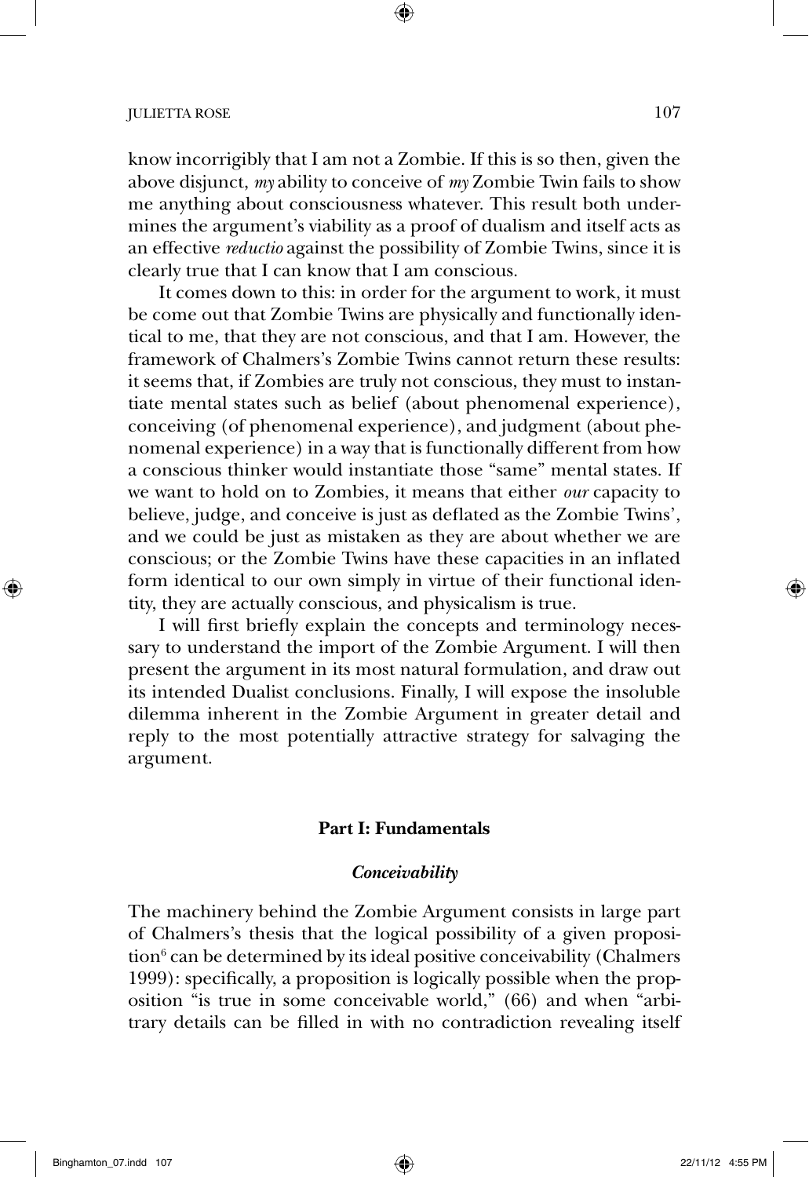know incorrigibly that I am not a Zombie. If this is so then, given the above disjunct, *my* ability to conceive of *my* Zombie Twin fails to show me anything about consciousness whatever. This result both undermines the argument's viability as a proof of dualism and itself acts as an effective *reductio* against the possibility of Zombie Twins, since it is clearly true that I can know that I am conscious.

It comes down to this: in order for the argument to work, it must be come out that Zombie Twins are physically and functionally identical to me, that they are not conscious, and that I am. However, the framework of Chalmers's Zombie Twins cannot return these results: it seems that, if Zombies are truly not conscious, they must to instantiate mental states such as belief (about phenomenal experience), conceiving (of phenomenal experience), and judgment (about phenomenal experience) in a way that is functionally different from how a conscious thinker would instantiate those "same" mental states. If we want to hold on to Zombies, it means that either *our* capacity to believe, judge, and conceive is just as deflated as the Zombie Twins', and we could be just as mistaken as they are about whether we are conscious; or the Zombie Twins have these capacities in an inflated form identical to our own simply in virtue of their functional identity, they are actually conscious, and physicalism is true.

I will first briefly explain the concepts and terminology necessary to understand the import of the Zombie Argument. I will then present the argument in its most natural formulation, and draw out its intended Dualist conclusions. Finally, I will expose the insoluble dilemma inherent in the Zombie Argument in greater detail and reply to the most potentially attractive strategy for salvaging the argument.

## Part I: Fundamentals

### *Conceivability*

The machinery behind the Zombie Argument consists in large part of Chalmers's thesis that the logical possibility of a given proposition[6] can be determined by its ideal positive conceivability (Chalmers 1999): specifically, a proposition is logically possible when the proposition "is true in some conceivable world," (66) and when "arbitrary details can be filled in with no contradiction revealing itself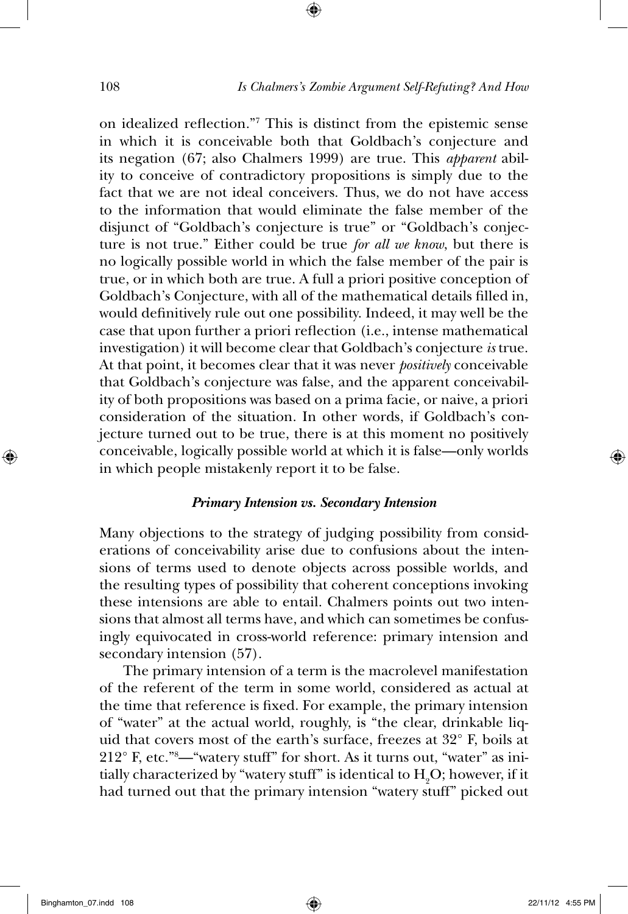on idealized reflection."[7] This is distinct from the epistemic sense in which it is conceivable both that Goldbach's conjecture and its negation (67; also Chalmers 1999) are true. This *apparent* ability to conceive of contradictory propositions is simply due to the fact that we are not ideal conceivers. Thus, we do not have access to the information that would eliminate the false member of the disjunct of "Goldbach's conjecture is true" or "Goldbach's conjecture is not true." Either could be true *for all we know*, but there is no logically possible world in which the false member of the pair is true, or in which both are true. A full a priori positive conception of Goldbach's Conjecture, with all of the mathematical details filled in, would definitively rule out one possibility. Indeed, it may well be the case that upon further a priori reflection (i.e., intense mathematical investigation) it will become clear that Goldbach's conjecture *is* true. At that point, it becomes clear that it was never *positively* conceivable that Goldbach's conjecture was false, and the apparent conceivability of both propositions was based on a prima facie, or naive, a priori consideration of the situation. In other words, if Goldbach's conjecture turned out to be true, there is at this moment no positively conceivable, logically possible world at which it is false—only worlds in which people mistakenly report it to be false.

### *Primary Intension vs. Secondary Intension*

Many objections to the strategy of judging possibility from considerations of conceivability arise due to confusions about the intensions of terms used to denote objects across possible worlds, and the resulting types of possibility that coherent conceptions invoking these intensions are able to entail. Chalmers points out two intensions that almost all terms have, and which can sometimes be confusingly equivocated in cross-world reference: primary intension and secondary intension (57).

The primary intension of a term is the macrolevel manifestation of the referent of the term in some world, considered as actual at the time that reference is fixed. For example, the primary intension of "water" at the actual world, roughly, is "the clear, drinkable liquid that covers most of the earth's surface, freezes at 32° F, boils at 212° F, etc."[8]—"watery stuff" for short. As it turns out, "water" as initially characterized by "watery stuff" is identical to $H_2O$; however, if it had turned out that the primary intension "watery stuff" picked out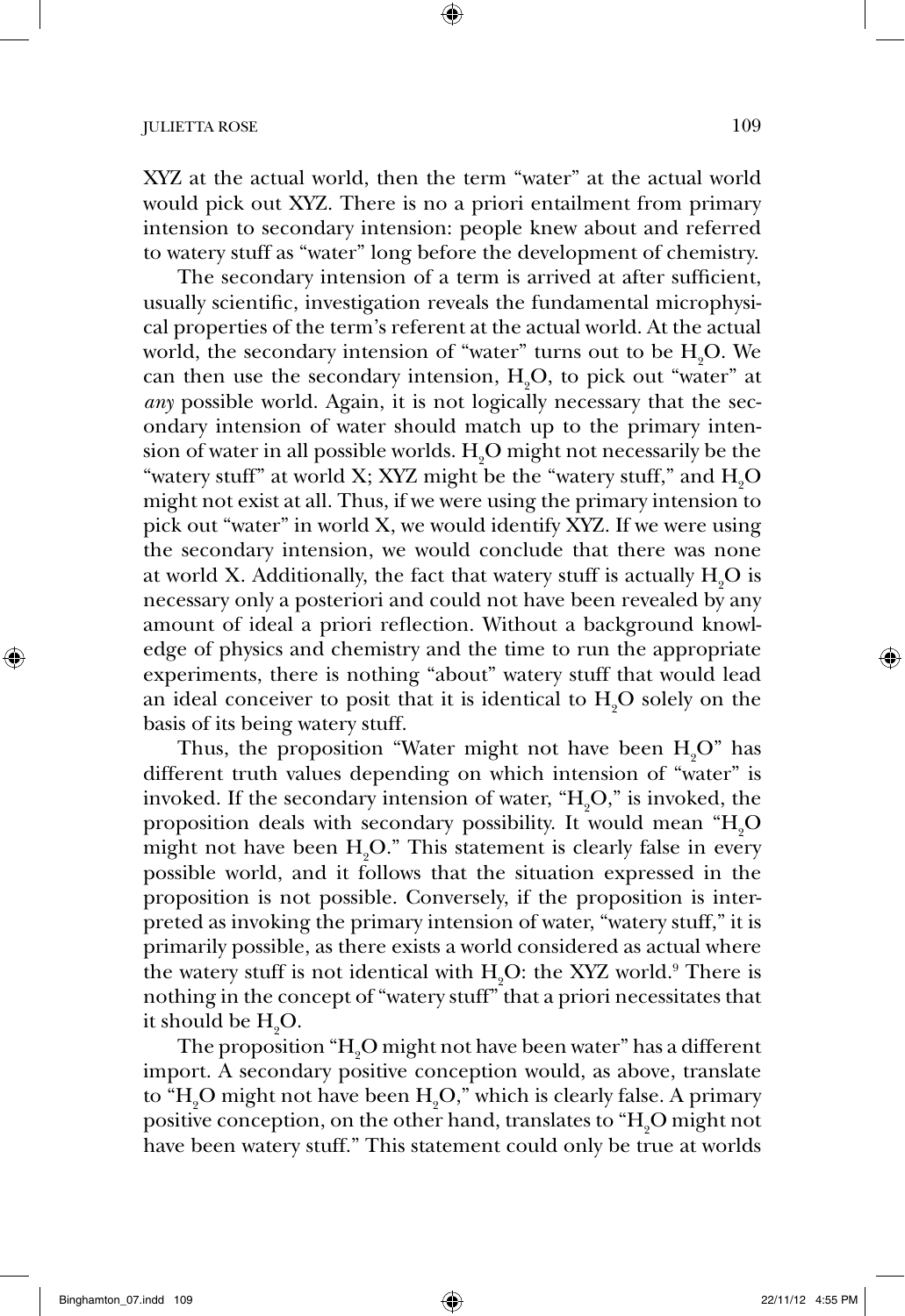XYZ at the actual world, then the term "water" at the actual world would pick out XYZ. There is no a priori entailment from primary intension to secondary intension: people knew about and referred to watery stuff as "water" long before the development of chemistry.

The secondary intension of a term is arrived at after sufficient, usually scientific, investigation reveals the fundamental microphysical properties of the term's referent at the actual world. At the actual world, the secondary intension of "water" turns out to be $H_2O$. We can then use the secondary intension, $H_2O$, to pick out "water" at *any* possible world. Again, it is not logically necessary that the secondary intension of water should match up to the primary intension of water in all possible worlds. $H_2O$ might not necessarily be the "watery stuff" at world X; XYZ might be the "watery stuff," and $H_2O$ might not exist at all. Thus, if we were using the primary intension to pick out "water" in world X, we would identify XYZ. If we were using the secondary intension, we would conclude that there was none at world X. Additionally, the fact that watery stuff is actually $H_2O$ is necessary only a posteriori and could not have been revealed by any amount of ideal a priori reflection. Without a background knowledge of physics and chemistry and the time to run the appropriate experiments, there is nothing "about" watery stuff that would lead an ideal conceiver to posit that it is identical to $H_2O$ solely on the basis of its being watery stuff.

Thus, the proposition "Water might not have been $H_2O$" has different truth values depending on which intension of "water" is invoked. If the secondary intension of water, "$H_2O$," is invoked, the proposition deals with secondary possibility. It would mean "$H_2O$ might not have been $H_2O$." This statement is clearly false in every possible world, and it follows that the situation expressed in the proposition is not possible. Conversely, if the proposition is interpreted as invoking the primary intension of water, "watery stuff," it is primarily possible, as there exists a world considered as actual where the watery stuff is not identical with $H_2O$: the XYZ world.[9] There is nothing in the concept of "watery stuff" that a priori necessitates that it should be $H_2O$.

The proposition "$H_2O$ might not have been water" has a different import. A secondary positive conception would, as above, translate to "$H_2O$ might not have been $H_2O$," which is clearly false. A primary positive conception, on the other hand, translates to "$H_2O$ might not have been watery stuff." This statement could only be true at worlds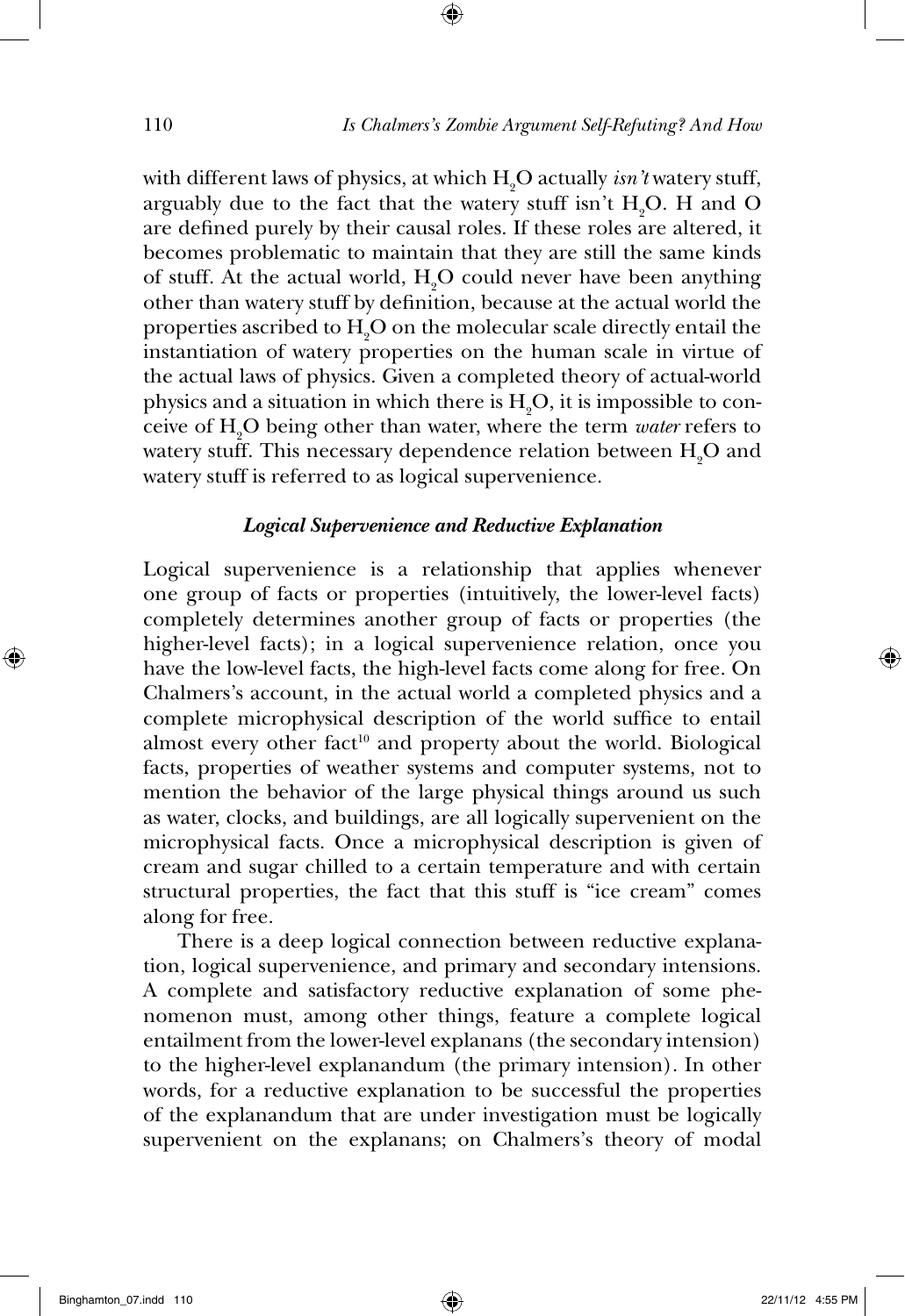with different laws of physics, at which $H_2O$ actually *isn't* watery stuff, arguably due to the fact that the watery stuff isn't $H_2O$. H and O are defined purely by their causal roles. If these roles are altered, it becomes problematic to maintain that they are still the same kinds of stuff. At the actual world, $H_2O$ could never have been anything other than watery stuff by definition, because at the actual world the properties ascribed to $H_2O$ on the molecular scale directly entail the instantiation of watery properties on the human scale in virtue of the actual laws of physics. Given a completed theory of actual-world physics and a situation in which there is $H_2O$, it is impossible to conceive of $H_2O$ being other than water, where the term *water* refers to watery stuff. This necessary dependence relation between $H_2O$ and watery stuff is referred to as logical supervenience.

### *Logical Supervenience and Reductive Explanation*

Logical supervenience is a relationship that applies whenever one group of facts or properties (intuitively, the lower-level facts) completely determines another group of facts or properties (the higher-level facts); in a logical supervenience relation, once you have the low-level facts, the high-level facts come along for free. On Chalmers's account, in the actual world a completed physics and a complete microphysical description of the world suffice to entail almost every other fact[10] and property about the world. Biological facts, properties of weather systems and computer systems, not to mention the behavior of the large physical things around us such as water, clocks, and buildings, are all logically supervenient on the microphysical facts. Once a microphysical description is given of cream and sugar chilled to a certain temperature and with certain structural properties, the fact that this stuff is "ice cream" comes along for free.

There is a deep logical connection between reductive explanation, logical supervenience, and primary and secondary intensions. A complete and satisfactory reductive explanation of some phenomenon must, among other things, feature a complete logical entailment from the lower-level explanans (the secondary intension) to the higher-level explanandum (the primary intension). In other words, for a reductive explanation to be successful the properties of the explanandum that are under investigation must be logically supervenient on the explanans; on Chalmers's theory of modal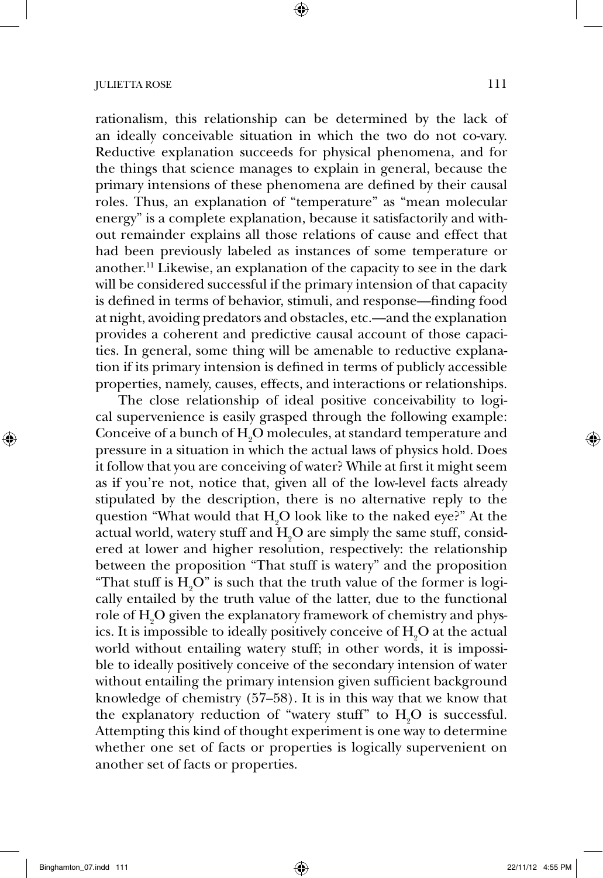rationalism, this relationship can be determined by the lack of an ideally conceivable situation in which the two do not co-vary. Reductive explanation succeeds for physical phenomena, and for the things that science manages to explain in general, because the primary intensions of these phenomena are defined by their causal roles. Thus, an explanation of "temperature" as "mean molecular energy" is a complete explanation, because it satisfactorily and without remainder explains all those relations of cause and effect that had been previously labeled as instances of some temperature or another.[11] Likewise, an explanation of the capacity to see in the dark will be considered successful if the primary intension of that capacity is defined in terms of behavior, stimuli, and response—finding food at night, avoiding predators and obstacles, etc.—and the explanation provides a coherent and predictive causal account of those capacities. In general, some thing will be amenable to reductive explanation if its primary intension is defined in terms of publicly accessible properties, namely, causes, effects, and interactions or relationships.

The close relationship of ideal positive conceivability to logical supervenience is easily grasped through the following example: Conceive of a bunch of $H_2O$ molecules, at standard temperature and pressure in a situation in which the actual laws of physics hold. Does it follow that you are conceiving of water? While at first it might seem as if you're not, notice that, given all of the low-level facts already stipulated by the description, there is no alternative reply to the question "What would that $H_2O$ look like to the naked eye?" At the actual world, watery stuff and $H_2O$ are simply the same stuff, considered at lower and higher resolution, respectively: the relationship between the proposition "That stuff is watery" and the proposition "That stuff is $H_2O$" is such that the truth value of the former is logically entailed by the truth value of the latter, due to the functional role of $H_2O$ given the explanatory framework of chemistry and physics. It is impossible to ideally positively conceive of $H_2O$ at the actual world without entailing watery stuff; in other words, it is impossible to ideally positively conceive of the secondary intension of water without entailing the primary intension given sufficient background knowledge of chemistry (57–58). It is in this way that we know that the explanatory reduction of "watery stuff" to $H_2O$ is successful. Attempting this kind of thought experiment is one way to determine whether one set of facts or properties is logically supervenient on another set of facts or properties.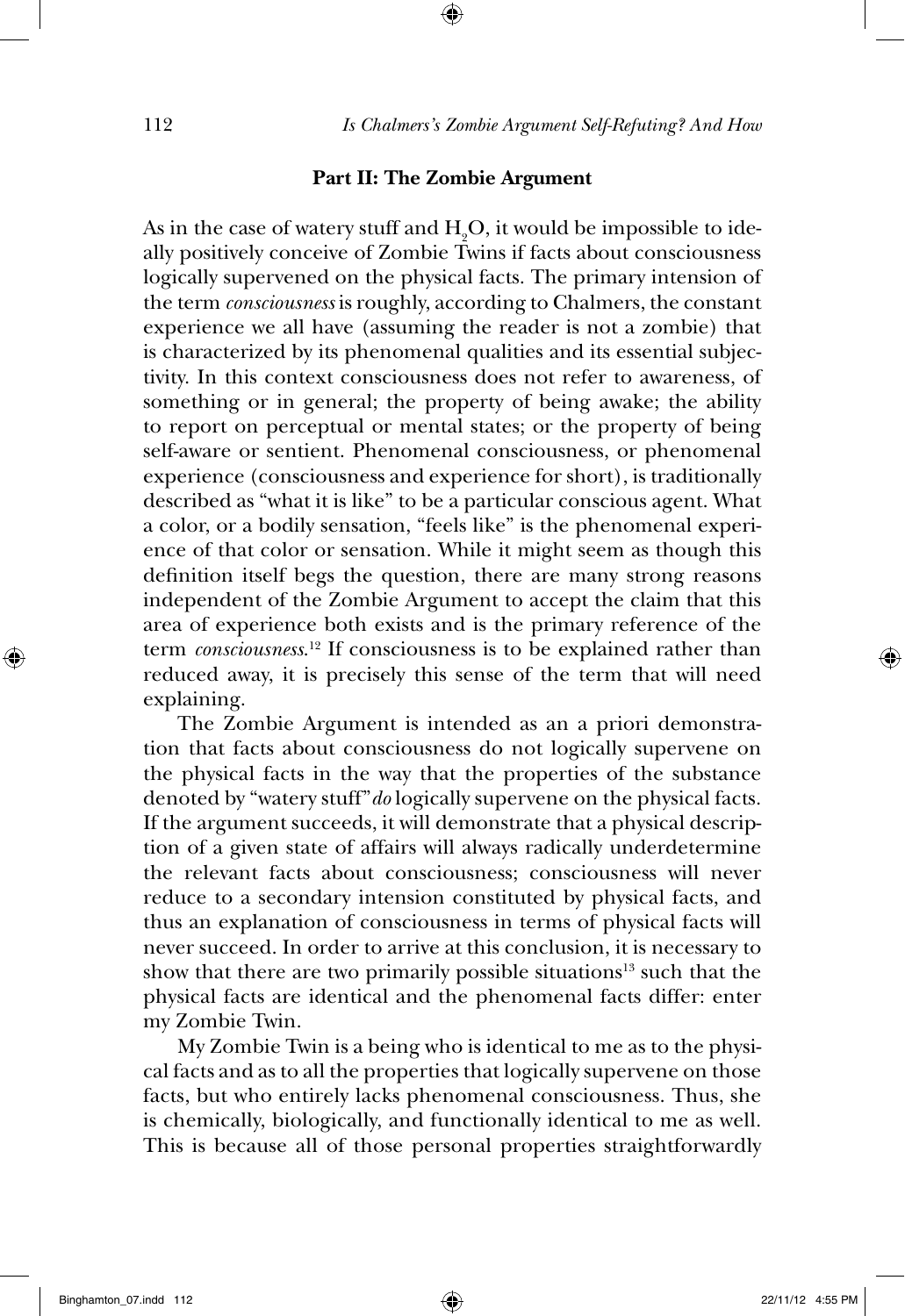## Part II: The Zombie Argument

As in the case of watery stuff and $H_2O$, it would be impossible to ideally positively conceive of Zombie Twins if facts about consciousness logically supervened on the physical facts. The primary intension of the term *consciousness* is roughly, according to Chalmers, the constant experience we all have (assuming the reader is not a zombie) that is characterized by its phenomenal qualities and its essential subjectivity. In this context consciousness does not refer to awareness, of something or in general; the property of being awake; the ability to report on perceptual or mental states; or the property of being self-aware or sentient. Phenomenal consciousness, or phenomenal experience (consciousness and experience for short), is traditionally described as "what it is like" to be a particular conscious agent. What a color, or a bodily sensation, "feels like" is the phenomenal experience of that color or sensation. While it might seem as though this definition itself begs the question, there are many strong reasons independent of the Zombie Argument to accept the claim that this area of experience both exists and is the primary reference of the term *consciousness*.[12] If consciousness is to be explained rather than reduced away, it is precisely this sense of the term that will need explaining.

The Zombie Argument is intended as an a priori demonstration that facts about consciousness do not logically supervene on the physical facts in the way that the properties of the substance denoted by "watery stuff" *do* logically supervene on the physical facts. If the argument succeeds, it will demonstrate that a physical description of a given state of affairs will always radically underdetermine the relevant facts about consciousness; consciousness will never reduce to a secondary intension constituted by physical facts, and thus an explanation of consciousness in terms of physical facts will never succeed. In order to arrive at this conclusion, it is necessary to show that there are two primarily possible situations[13] such that the physical facts are identical and the phenomenal facts differ: enter my Zombie Twin.

My Zombie Twin is a being who is identical to me as to the physical facts and as to all the properties that logically supervene on those facts, but who entirely lacks phenomenal consciousness. Thus, she is chemically, biologically, and functionally identical to me as well. This is because all of those personal properties straightforwardly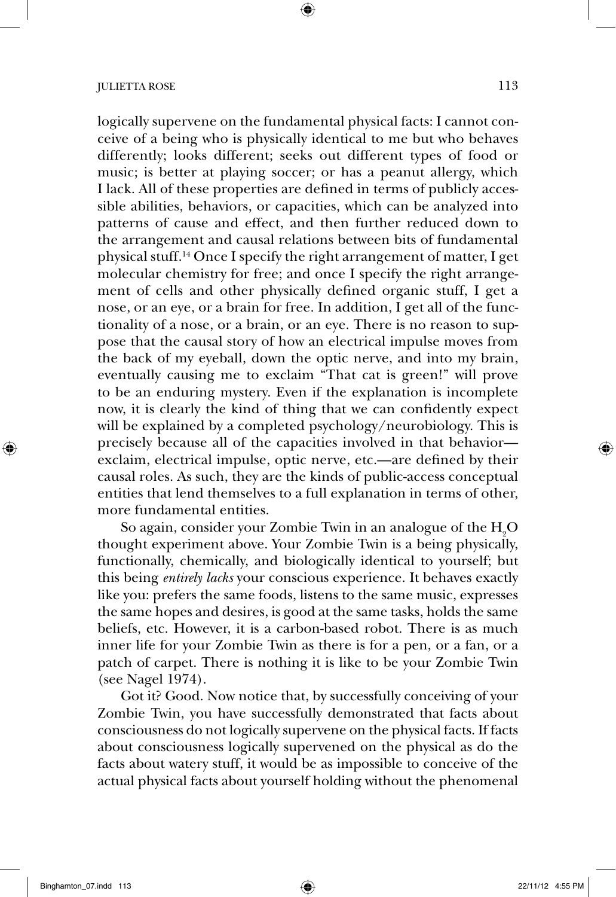logically supervene on the fundamental physical facts: I cannot conceive of a being who is physically identical to me but who behaves differently; looks different; seeks out different types of food or music; is better at playing soccer; or has a peanut allergy, which I lack. All of these properties are defined in terms of publicly accessible abilities, behaviors, or capacities, which can be analyzed into patterns of cause and effect, and then further reduced down to the arrangement and causal relations between bits of fundamental physical stuff.[14] Once I specify the right arrangement of matter, I get molecular chemistry for free; and once I specify the right arrangement of cells and other physically defined organic stuff, I get a nose, or an eye, or a brain for free. In addition, I get all of the functionality of a nose, or a brain, or an eye. There is no reason to suppose that the causal story of how an electrical impulse moves from the back of my eyeball, down the optic nerve, and into my brain, eventually causing me to exclaim "That cat is green!" will prove to be an enduring mystery. Even if the explanation is incomplete now, it is clearly the kind of thing that we can confidently expect will be explained by a completed psychology/neurobiology. This is precisely because all of the capacities involved in that behavior—exclaim, electrical impulse, optic nerve, etc.—are defined by their causal roles. As such, they are the kinds of public-access conceptual entities that lend themselves to a full explanation in terms of other, more fundamental entities.

So again, consider your Zombie Twin in an analogue of the $H_2O$ thought experiment above. Your Zombie Twin is a being physically, functionally, chemically, and biologically identical to yourself; but this being *entirely lacks* your conscious experience. It behaves exactly like you: prefers the same foods, listens to the same music, expresses the same hopes and desires, is good at the same tasks, holds the same beliefs, etc. However, it is a carbon-based robot. There is as much inner life for your Zombie Twin as there is for a pen, or a fan, or a patch of carpet. There is nothing it is like to be your Zombie Twin (see Nagel 1974).

Got it? Good. Now notice that, by successfully conceiving of your Zombie Twin, you have successfully demonstrated that facts about consciousness do not logically supervene on the physical facts. If facts about consciousness logically supervened on the physical as do the facts about watery stuff, it would be as impossible to conceive of the actual physical facts about yourself holding without the phenomenal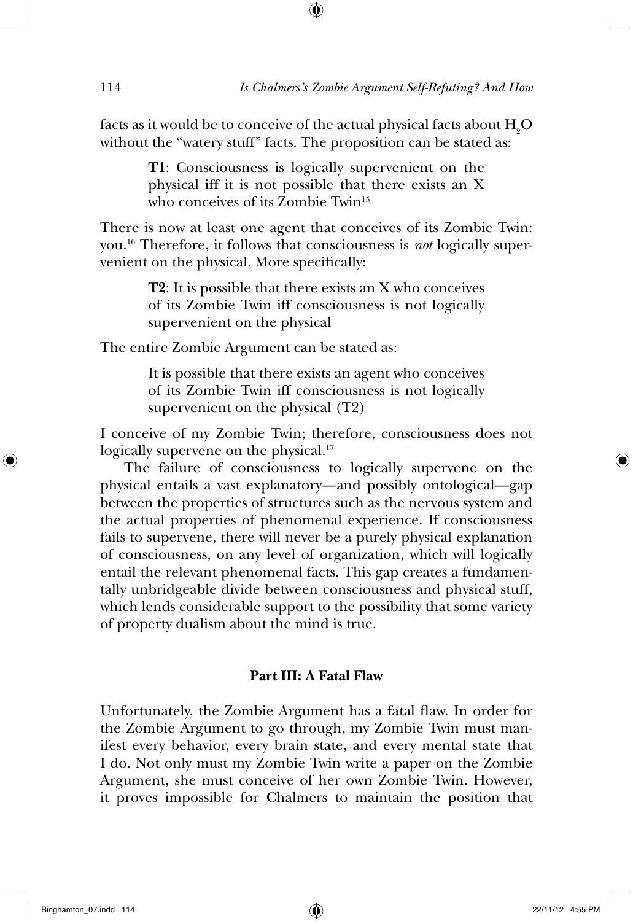facts as it would be to conceive of the actual physical facts about $H_2O$ without the "watery stuff" facts. The proposition can be stated as:

> **T1**: Consciousness is logically supervenient on the physical iff it is not possible that there exists an X who conceives of its Zombie Twin[15]

There is now at least one agent that conceives of its Zombie Twin: you.[16] Therefore, it follows that consciousness is *not* logically supervenient on the physical. More specifically:

> **T2**: It is possible that there exists an X who conceives of its Zombie Twin iff consciousness is not logically supervenient on the physical

The entire Zombie Argument can be stated as:

> It is possible that there exists an agent who conceives of its Zombie Twin iff consciousness is not logically supervenient on the physical (T2)

I conceive of my Zombie Twin; therefore, consciousness does not logically supervene on the physical.[17]

The failure of consciousness to logically supervene on the physical entails a vast explanatory—and possibly ontological—gap between the properties of structures such as the nervous system and the actual properties of phenomenal experience. If consciousness fails to supervene, there will never be a purely physical explanation of consciousness, on any level of organization, which will logically entail the relevant phenomenal facts. This gap creates a fundamentally unbridgeable divide between consciousness and physical stuff, which lends considerable support to the possibility that some variety of property dualism about the mind is true.

## Part III: A Fatal Flaw

Unfortunately, the Zombie Argument has a fatal flaw. In order for the Zombie Argument to go through, my Zombie Twin must manifest every behavior, every brain state, and every mental state that I do. Not only must my Zombie Twin write a paper on the Zombie Argument, she must conceive of her own Zombie Twin. However, it proves impossible for Chalmers to maintain the position that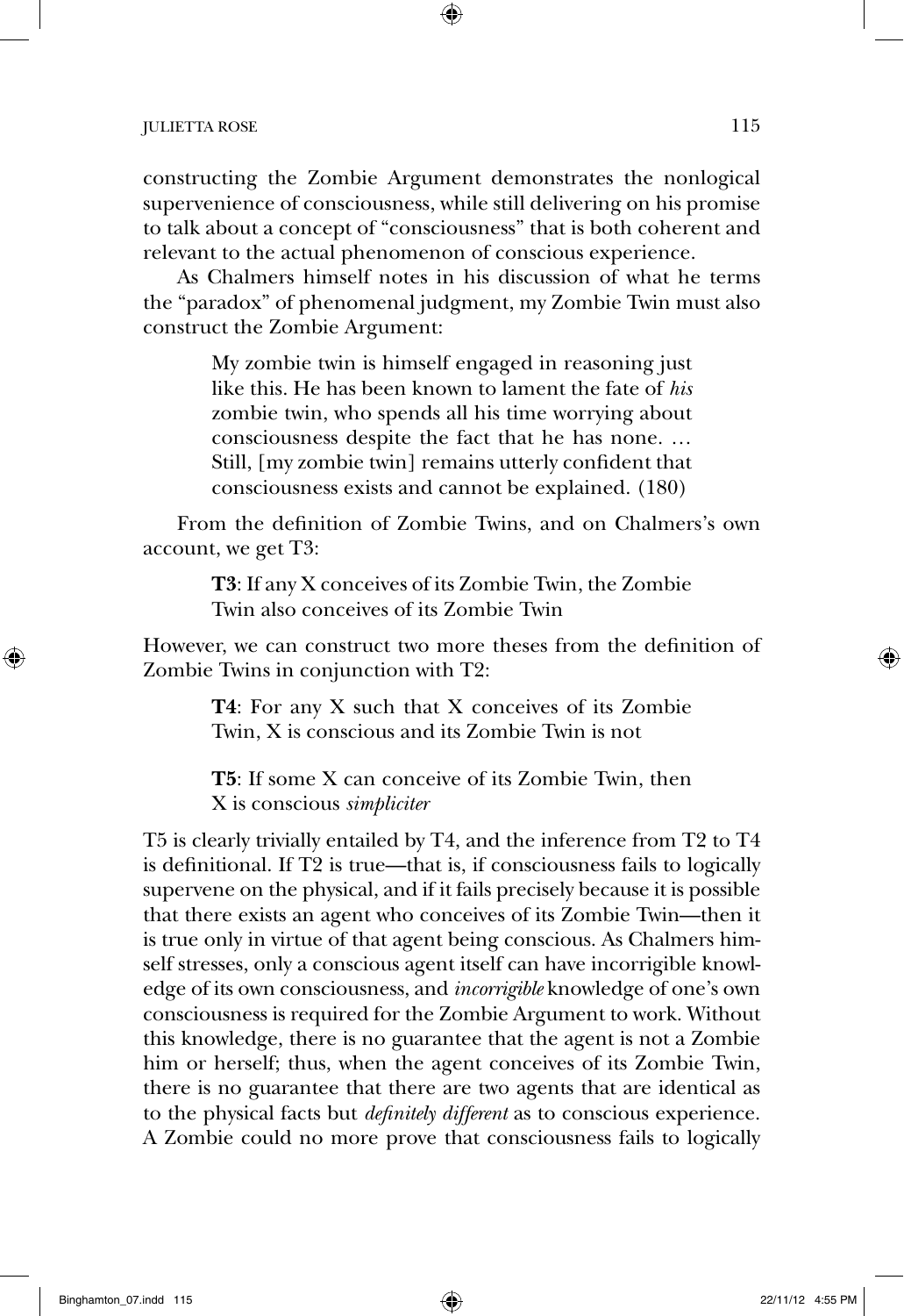constructing the Zombie Argument demonstrates the nonlogical supervenience of consciousness, while still delivering on his promise to talk about a concept of "consciousness" that is both coherent and relevant to the actual phenomenon of conscious experience.

As Chalmers himself notes in his discussion of what he terms the "paradox" of phenomenal judgment, my Zombie Twin must also construct the Zombie Argument:

> My zombie twin is himself engaged in reasoning just like this. He has been known to lament the fate of *his* zombie twin, who spends all his time worrying about consciousness despite the fact that he has none. … Still, [my zombie twin] remains utterly confident that consciousness exists and cannot be explained. (180)

From the definition of Zombie Twins, and on Chalmers's own account, we get T3:

> **T3**: If any X conceives of its Zombie Twin, the Zombie Twin also conceives of its Zombie Twin

However, we can construct two more theses from the definition of Zombie Twins in conjunction with T2:

> **T4**: For any X such that X conceives of its Zombie Twin, X is conscious and its Zombie Twin is not
>
> **T5**: If some X can conceive of its Zombie Twin, then X is conscious *simpliciter*

T5 is clearly trivially entailed by T4, and the inference from T2 to T4 is definitional. If T2 is true—that is, if consciousness fails to logically supervene on the physical, and if it fails precisely because it is possible that there exists an agent who conceives of its Zombie Twin—then it is true only in virtue of that agent being conscious. As Chalmers himself stresses, only a conscious agent itself can have incorrigible knowledge of its own consciousness, and *incorrigible* knowledge of one's own consciousness is required for the Zombie Argument to work. Without this knowledge, there is no guarantee that the agent is not a Zombie him or herself; thus, when the agent conceives of its Zombie Twin, there is no guarantee that there are two agents that are identical as to the physical facts but *definitely different* as to conscious experience. A Zombie could no more prove that consciousness fails to logically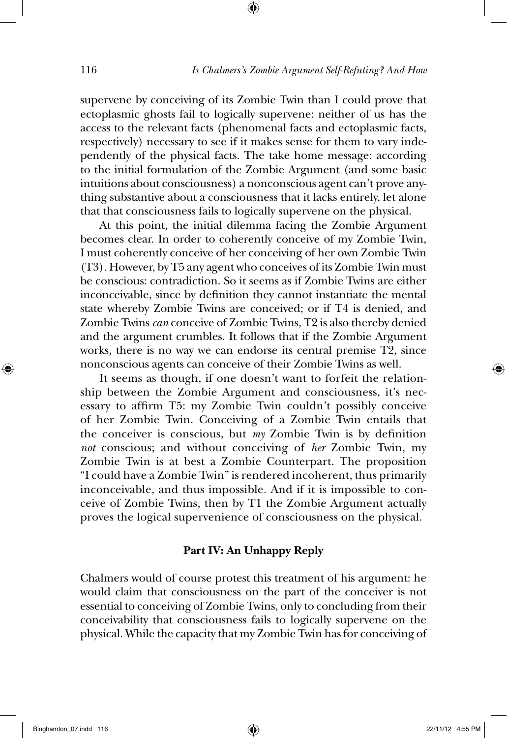supervene by conceiving of its Zombie Twin than I could prove that ectoplasmic ghosts fail to logically supervene: neither of us has the access to the relevant facts (phenomenal facts and ectoplasmic facts, respectively) necessary to see if it makes sense for them to vary independently of the physical facts. The take home message: according to the initial formulation of the Zombie Argument (and some basic intuitions about consciousness) a nonconscious agent can't prove anything substantive about a consciousness that it lacks entirely, let alone that that consciousness fails to logically supervene on the physical.

At this point, the initial dilemma facing the Zombie Argument becomes clear. In order to coherently conceive of my Zombie Twin, I must coherently conceive of her conceiving of her own Zombie Twin (T3). However, by T5 any agent who conceives of its Zombie Twin must be conscious: contradiction. So it seems as if Zombie Twins are either inconceivable, since by definition they cannot instantiate the mental state whereby Zombie Twins are conceived; or if T4 is denied, and Zombie Twins *can* conceive of Zombie Twins, T2 is also thereby denied and the argument crumbles. It follows that if the Zombie Argument works, there is no way we can endorse its central premise T2, since nonconscious agents can conceive of their Zombie Twins as well.

It seems as though, if one doesn't want to forfeit the relationship between the Zombie Argument and consciousness, it's necessary to affirm T5: my Zombie Twin couldn't possibly conceive of her Zombie Twin. Conceiving of a Zombie Twin entails that the conceiver is conscious, but *my* Zombie Twin is by definition *not* conscious; and without conceiving of *her* Zombie Twin, my Zombie Twin is at best a Zombie Counterpart. The proposition "I could have a Zombie Twin" is rendered incoherent, thus primarily inconceivable, and thus impossible. And if it is impossible to conceive of Zombie Twins, then by T1 the Zombie Argument actually proves the logical supervenience of consciousness on the physical.

## Part IV: An Unhappy Reply

Chalmers would of course protest this treatment of his argument: he would claim that consciousness on the part of the conceiver is not essential to conceiving of Zombie Twins, only to concluding from their conceivability that consciousness fails to logically supervene on the physical. While the capacity that my Zombie Twin has for conceiving of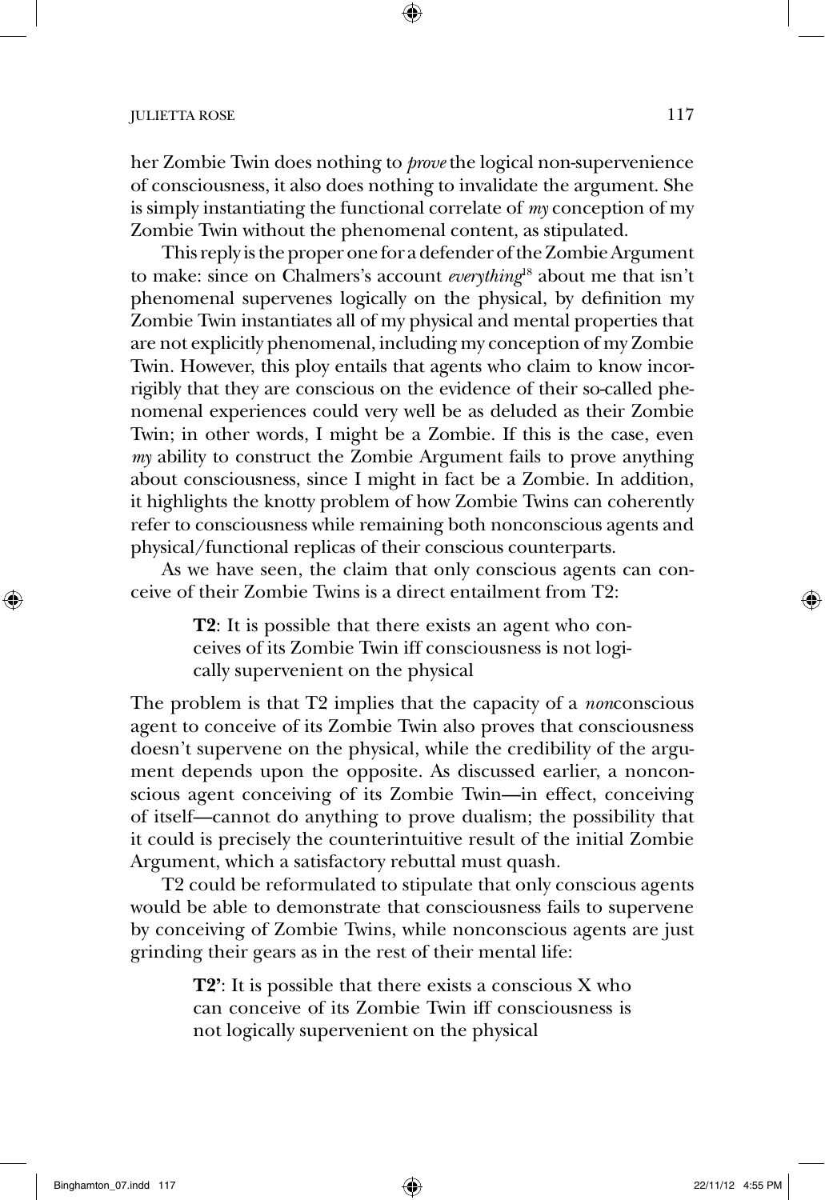her Zombie Twin does nothing to *prove* the logical non-supervenience of consciousness, it also does nothing to invalidate the argument. She is simply instantiating the functional correlate of *my* conception of my Zombie Twin without the phenomenal content, as stipulated.

This reply is the proper one for a defender of the Zombie Argument to make: since on Chalmers's account *everything*[18] about me that isn't phenomenal supervenes logically on the physical, by definition my Zombie Twin instantiates all of my physical and mental properties that are not explicitly phenomenal, including my conception of my Zombie Twin. However, this ploy entails that agents who claim to know incorrigibly that they are conscious on the evidence of their so-called phenomenal experiences could very well be as deluded as their Zombie Twin; in other words, I might be a Zombie. If this is the case, even *my* ability to construct the Zombie Argument fails to prove anything about consciousness, since I might in fact be a Zombie. In addition, it highlights the knotty problem of how Zombie Twins can coherently refer to consciousness while remaining both nonconscious agents and physical/functional replicas of their conscious counterparts.

As we have seen, the claim that only conscious agents can conceive of their Zombie Twins is a direct entailment from T2:

> **T2**: It is possible that there exists an agent who conceives of its Zombie Twin iff consciousness is not logically supervenient on the physical

The problem is that T2 implies that the capacity of a *non*conscious agent to conceive of its Zombie Twin also proves that consciousness doesn't supervene on the physical, while the credibility of the argument depends upon the opposite. As discussed earlier, a nonconscious agent conceiving of its Zombie Twin—in effect, conceiving of itself—cannot do anything to prove dualism; the possibility that it could is precisely the counterintuitive result of the initial Zombie Argument, which a satisfactory rebuttal must quash.

T2 could be reformulated to stipulate that only conscious agents would be able to demonstrate that consciousness fails to supervene by conceiving of Zombie Twins, while nonconscious agents are just grinding their gears as in the rest of their mental life:

> **T2'**: It is possible that there exists a conscious X who can conceive of its Zombie Twin iff consciousness is not logically supervenient on the physical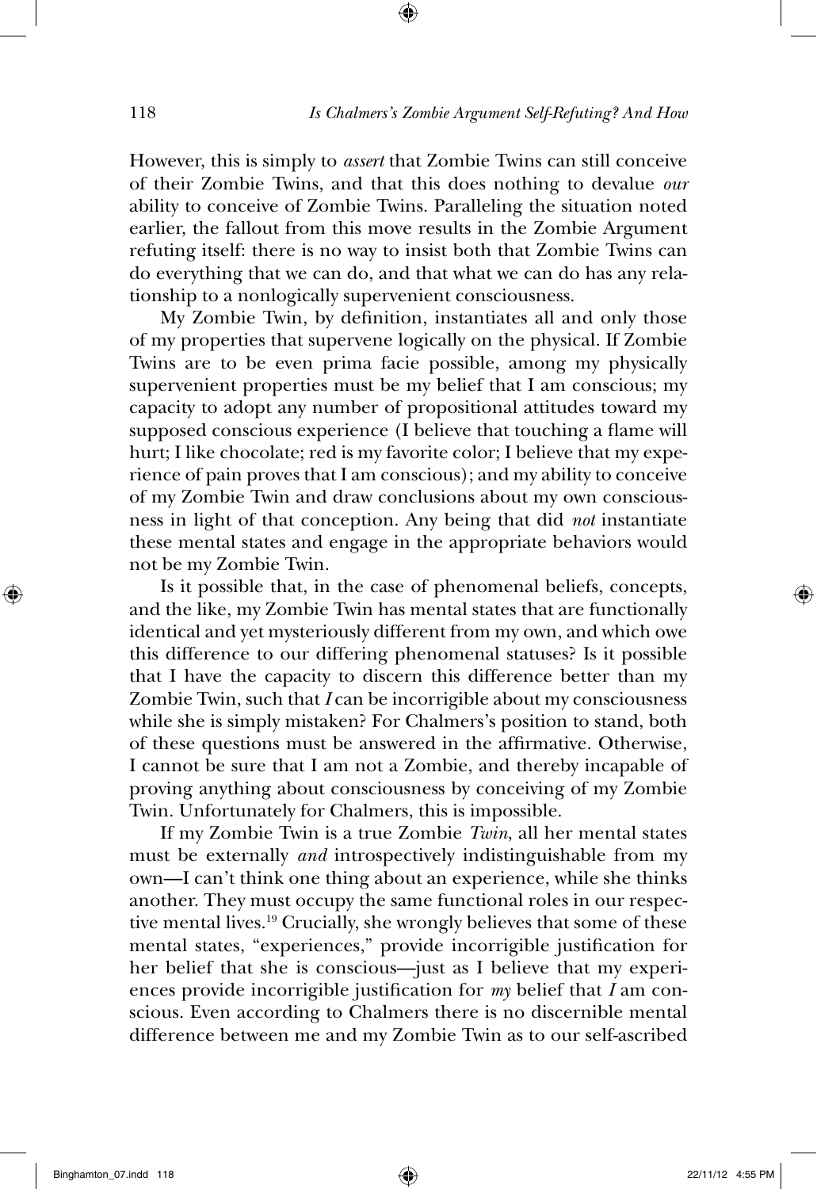However, this is simply to *assert* that Zombie Twins can still conceive of their Zombie Twins, and that this does nothing to devalue *our* ability to conceive of Zombie Twins. Paralleling the situation noted earlier, the fallout from this move results in the Zombie Argument refuting itself: there is no way to insist both that Zombie Twins can do everything that we can do, and that what we can do has any relationship to a nonlogically supervenient consciousness.

My Zombie Twin, by definition, instantiates all and only those of my properties that supervene logically on the physical. If Zombie Twins are to be even prima facie possible, among my physically supervenient properties must be my belief that I am conscious; my capacity to adopt any number of propositional attitudes toward my supposed conscious experience (I believe that touching a flame will hurt; I like chocolate; red is my favorite color; I believe that my experience of pain proves that I am conscious); and my ability to conceive of my Zombie Twin and draw conclusions about my own consciousness in light of that conception. Any being that did *not* instantiate these mental states and engage in the appropriate behaviors would not be my Zombie Twin.

Is it possible that, in the case of phenomenal beliefs, concepts, and the like, my Zombie Twin has mental states that are functionally identical and yet mysteriously different from my own, and which owe this difference to our differing phenomenal statuses? Is it possible that I have the capacity to discern this difference better than my Zombie Twin, such that *I* can be incorrigible about my consciousness while she is simply mistaken? For Chalmers's position to stand, both of these questions must be answered in the affirmative. Otherwise, I cannot be sure that I am not a Zombie, and thereby incapable of proving anything about consciousness by conceiving of my Zombie Twin. Unfortunately for Chalmers, this is impossible.

If my Zombie Twin is a true Zombie *Twin*, all her mental states must be externally *and* introspectively indistinguishable from my own—I can't think one thing about an experience, while she thinks another. They must occupy the same functional roles in our respective mental lives.[19] Crucially, she wrongly believes that some of these mental states, "experiences," provide incorrigible justification for her belief that she is conscious—just as I believe that my experiences provide incorrigible justification for *my* belief that *I* am conscious. Even according to Chalmers there is no discernible mental difference between me and my Zombie Twin as to our self-ascribed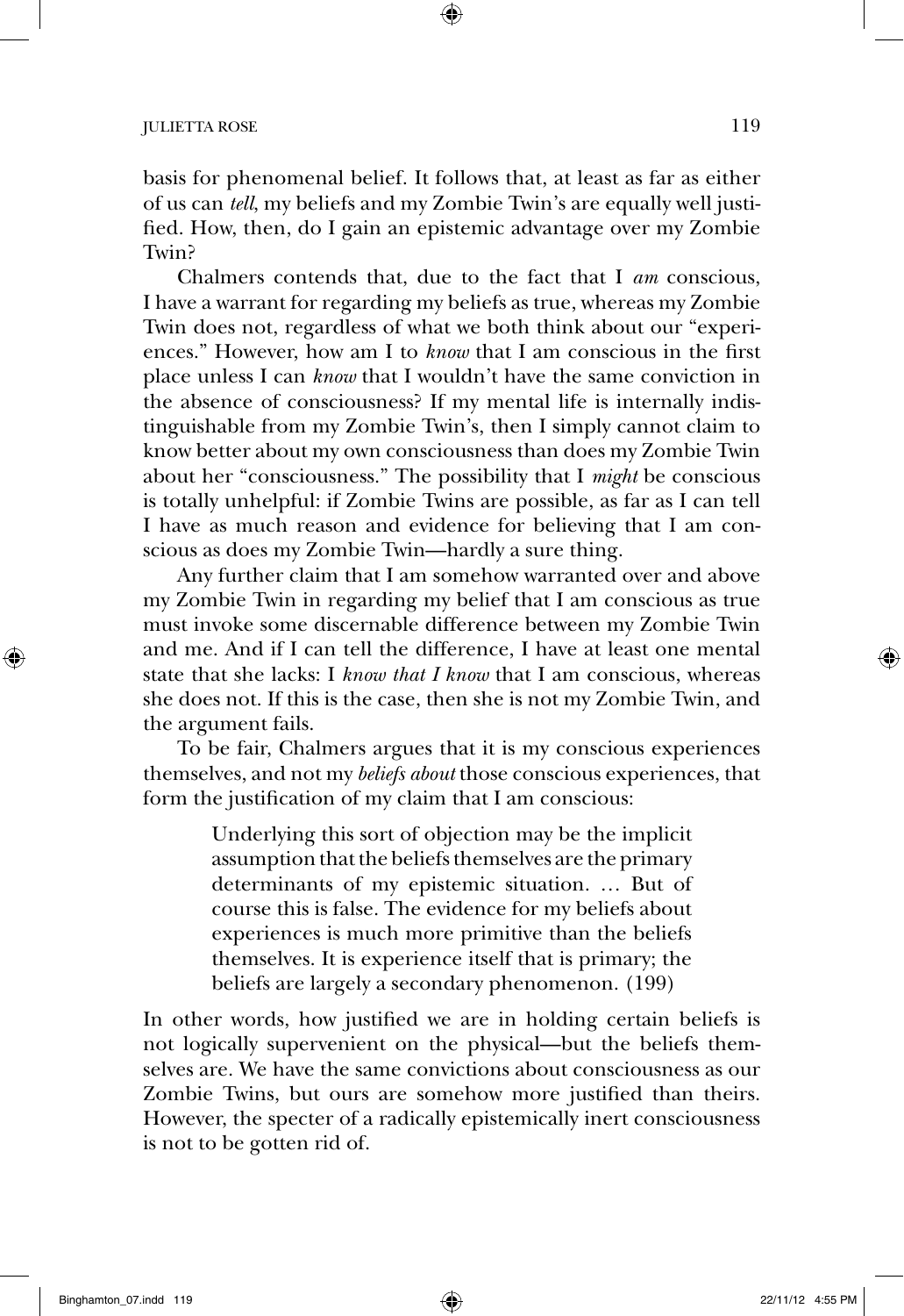basis for phenomenal belief. It follows that, at least as far as either of us can *tell*, my beliefs and my Zombie Twin's are equally well justified. How, then, do I gain an epistemic advantage over my Zombie Twin?

Chalmers contends that, due to the fact that I *am* conscious, I have a warrant for regarding my beliefs as true, whereas my Zombie Twin does not, regardless of what we both think about our "experiences." However, how am I to *know* that I am conscious in the first place unless I can *know* that I wouldn't have the same conviction in the absence of consciousness? If my mental life is internally indistinguishable from my Zombie Twin's, then I simply cannot claim to know better about my own consciousness than does my Zombie Twin about her "consciousness." The possibility that I *might* be conscious is totally unhelpful: if Zombie Twins are possible, as far as I can tell I have as much reason and evidence for believing that I am conscious as does my Zombie Twin—hardly a sure thing.

Any further claim that I am somehow warranted over and above my Zombie Twin in regarding my belief that I am conscious as true must invoke some discernable difference between my Zombie Twin and me. And if I can tell the difference, I have at least one mental state that she lacks: I *know that I know* that I am conscious, whereas she does not. If this is the case, then she is not my Zombie Twin, and the argument fails.

To be fair, Chalmers argues that it is my conscious experiences themselves, and not my *beliefs about* those conscious experiences, that form the justification of my claim that I am conscious:

> Underlying this sort of objection may be the implicit assumption that the beliefs themselves are the primary determinants of my epistemic situation. … But of course this is false. The evidence for my beliefs about experiences is much more primitive than the beliefs themselves. It is experience itself that is primary; the beliefs are largely a secondary phenomenon. (199)

In other words, how justified we are in holding certain beliefs is not logically supervenient on the physical—but the beliefs themselves are. We have the same convictions about consciousness as our Zombie Twins, but ours are somehow more justified than theirs. However, the specter of a radically epistemically inert consciousness is not to be gotten rid of.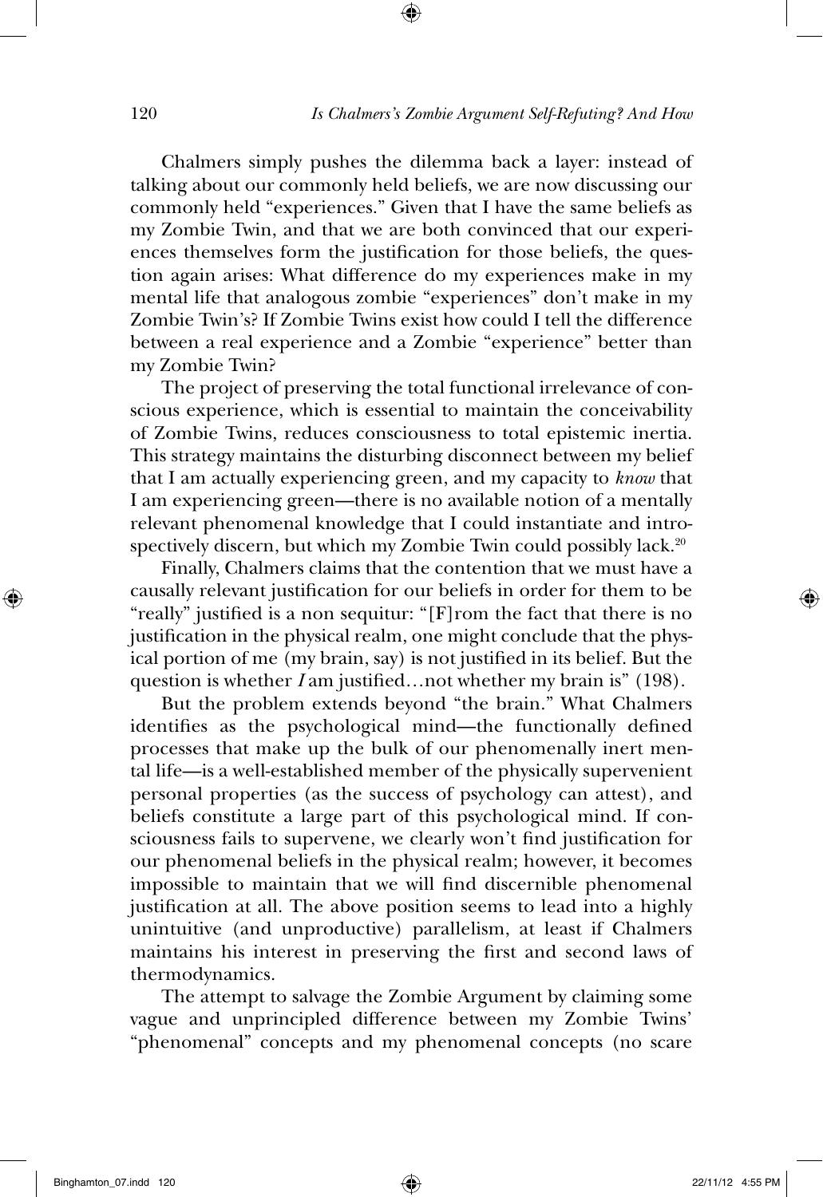Chalmers simply pushes the dilemma back a layer: instead of talking about our commonly held beliefs, we are now discussing our commonly held "experiences." Given that I have the same beliefs as my Zombie Twin, and that we are both convinced that our experiences themselves form the justification for those beliefs, the question again arises: What difference do my experiences make in my mental life that analogous zombie "experiences" don't make in my Zombie Twin's? If Zombie Twins exist how could I tell the difference between a real experience and a Zombie "experience" better than my Zombie Twin?

The project of preserving the total functional irrelevance of conscious experience, which is essential to maintain the conceivability of Zombie Twins, reduces consciousness to total epistemic inertia. This strategy maintains the disturbing disconnect between my belief that I am actually experiencing green, and my capacity to *know* that I am experiencing green—there is no available notion of a mentally relevant phenomenal knowledge that I could instantiate and introspectively discern, but which my Zombie Twin could possibly lack.[20]

Finally, Chalmers claims that the contention that we must have a causally relevant justification for our beliefs in order for them to be "really" justified is a non sequitur: "[F]rom the fact that there is no justification in the physical realm, one might conclude that the physical portion of me (my brain, say) is not justified in its belief. But the question is whether *I* am justified…not whether my brain is" (198).

But the problem extends beyond "the brain." What Chalmers identifies as the psychological mind—the functionally defined processes that make up the bulk of our phenomenally inert mental life—is a well-established member of the physically supervenient personal properties (as the success of psychology can attest), and beliefs constitute a large part of this psychological mind. If consciousness fails to supervene, we clearly won't find justification for our phenomenal beliefs in the physical realm; however, it becomes impossible to maintain that we will find discernible phenomenal justification at all. The above position seems to lead into a highly unintuitive (and unproductive) parallelism, at least if Chalmers maintains his interest in preserving the first and second laws of thermodynamics.

The attempt to salvage the Zombie Argument by claiming some vague and unprincipled difference between my Zombie Twins' "phenomenal" concepts and my phenomenal concepts (no scare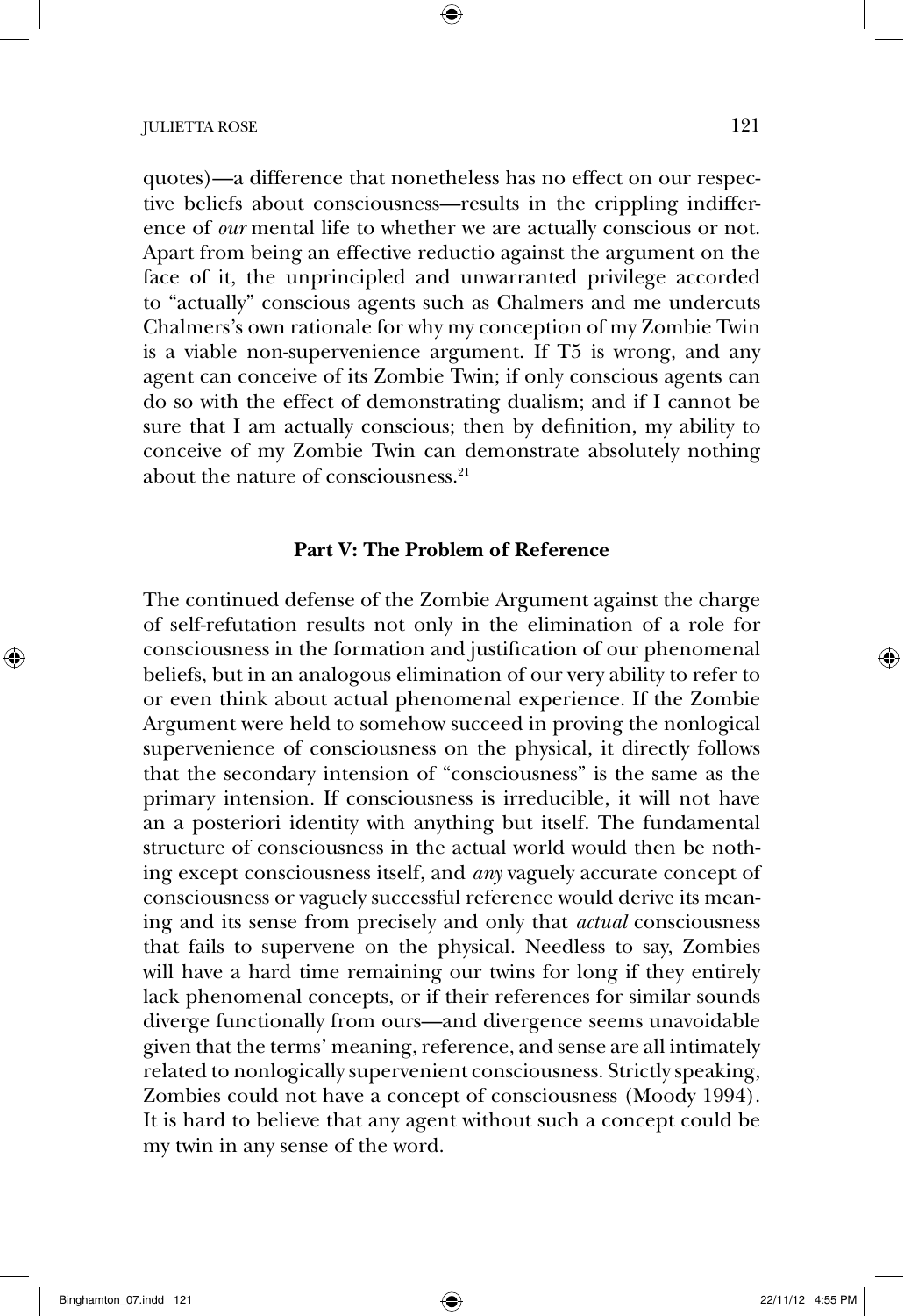quotes)—a difference that nonetheless has no effect on our respective beliefs about consciousness—results in the crippling indifference of *our* mental life to whether we are actually conscious or not. Apart from being an effective reductio against the argument on the face of it, the unprincipled and unwarranted privilege accorded to "actually" conscious agents such as Chalmers and me undercuts Chalmers's own rationale for why my conception of my Zombie Twin is a viable non-supervenience argument. If T5 is wrong, and any agent can conceive of its Zombie Twin; if only conscious agents can do so with the effect of demonstrating dualism; and if I cannot be sure that I am actually conscious; then by definition, my ability to conceive of my Zombie Twin can demonstrate absolutely nothing about the nature of consciousness.[21]

## Part V: The Problem of Reference

The continued defense of the Zombie Argument against the charge of self-refutation results not only in the elimination of a role for consciousness in the formation and justification of our phenomenal beliefs, but in an analogous elimination of our very ability to refer to or even think about actual phenomenal experience. If the Zombie Argument were held to somehow succeed in proving the nonlogical supervenience of consciousness on the physical, it directly follows that the secondary intension of "consciousness" is the same as the primary intension. If consciousness is irreducible, it will not have an a posteriori identity with anything but itself. The fundamental structure of consciousness in the actual world would then be nothing except consciousness itself, and *any* vaguely accurate concept of consciousness or vaguely successful reference would derive its meaning and its sense from precisely and only that *actual* consciousness that fails to supervene on the physical. Needless to say, Zombies will have a hard time remaining our twins for long if they entirely lack phenomenal concepts, or if their references for similar sounds diverge functionally from ours—and divergence seems unavoidable given that the terms' meaning, reference, and sense are all intimately related to nonlogically supervenient consciousness. Strictly speaking, Zombies could not have a concept of consciousness (Moody 1994). It is hard to believe that any agent without such a concept could be my twin in any sense of the word.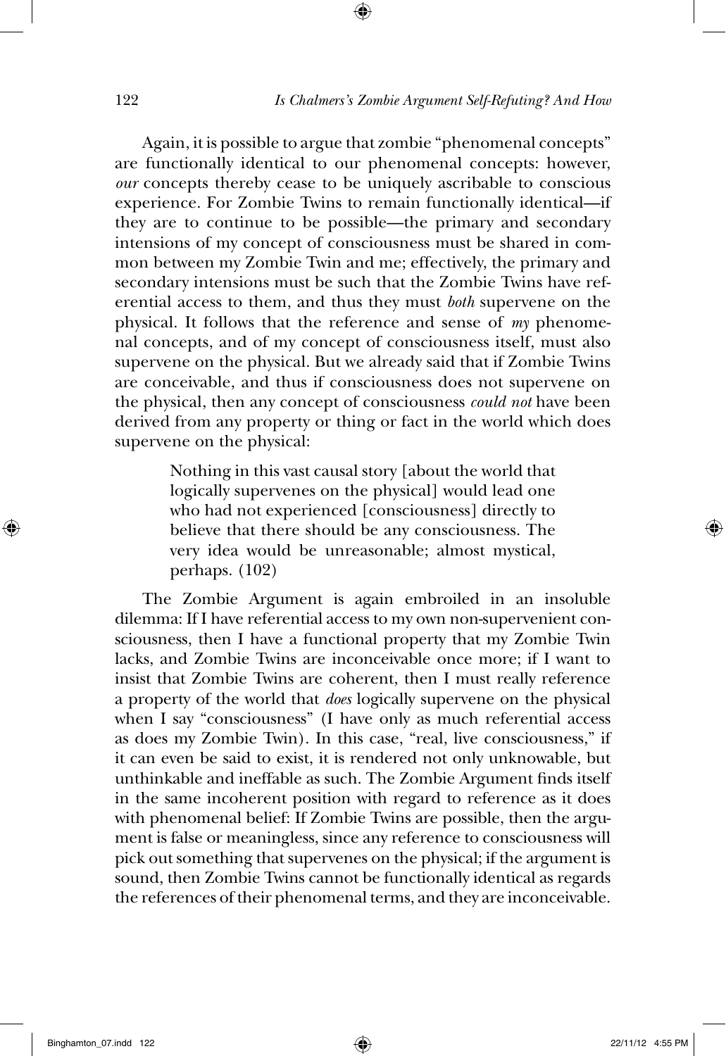Again, it is possible to argue that zombie "phenomenal concepts" are functionally identical to our phenomenal concepts: however, *our* concepts thereby cease to be uniquely ascribable to conscious experience. For Zombie Twins to remain functionally identical—if they are to continue to be possible—the primary and secondary intensions of my concept of consciousness must be shared in common between my Zombie Twin and me; effectively, the primary and secondary intensions must be such that the Zombie Twins have referential access to them, and thus they must *both* supervene on the physical. It follows that the reference and sense of *my* phenomenal concepts, and of my concept of consciousness itself, must also supervene on the physical. But we already said that if Zombie Twins are conceivable, and thus if consciousness does not supervene on the physical, then any concept of consciousness *could not* have been derived from any property or thing or fact in the world which does supervene on the physical:

> Nothing in this vast causal story [about the world that logically supervenes on the physical] would lead one who had not experienced [consciousness] directly to believe that there should be any consciousness. The very idea would be unreasonable; almost mystical, perhaps. (102)

The Zombie Argument is again embroiled in an insoluble dilemma: If I have referential access to my own non-supervenient consciousness, then I have a functional property that my Zombie Twin lacks, and Zombie Twins are inconceivable once more; if I want to insist that Zombie Twins are coherent, then I must really reference a property of the world that *does* logically supervene on the physical when I say "consciousness" (I have only as much referential access as does my Zombie Twin). In this case, "real, live consciousness," if it can even be said to exist, it is rendered not only unknowable, but unthinkable and ineffable as such. The Zombie Argument finds itself in the same incoherent position with regard to reference as it does with phenomenal belief: If Zombie Twins are possible, then the argument is false or meaningless, since any reference to consciousness will pick out something that supervenes on the physical; if the argument is sound, then Zombie Twins cannot be functionally identical as regards the references of their phenomenal terms, and they are inconceivable.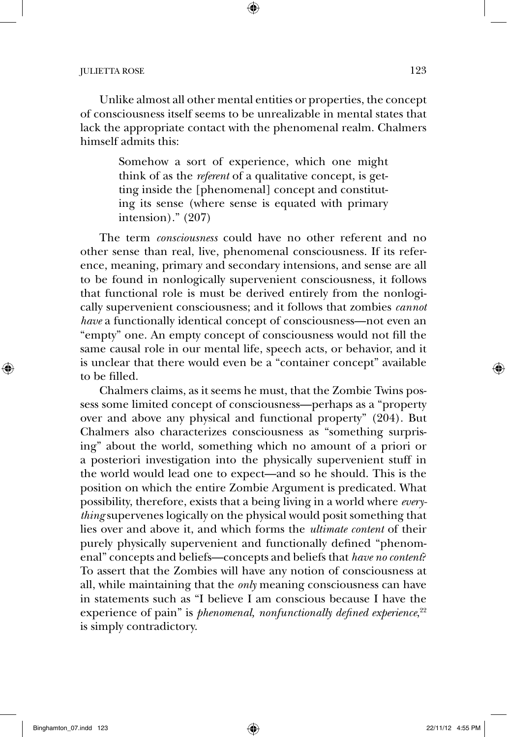Unlike almost all other mental entities or properties, the concept of consciousness itself seems to be unrealizable in mental states that lack the appropriate contact with the phenomenal realm. Chalmers himself admits this:

> Somehow a sort of experience, which one might think of as the *referent* of a qualitative concept, is getting inside the [phenomenal] concept and constituting its sense (where sense is equated with primary intension)." (207)

The term *consciousness* could have no other referent and no other sense than real, live, phenomenal consciousness. If its reference, meaning, primary and secondary intensions, and sense are all to be found in nonlogically supervenient consciousness, it follows that functional role is must be derived entirely from the nonlogically supervenient consciousness; and it follows that zombies *cannot have* a functionally identical concept of consciousness—not even an "empty" one. An empty concept of consciousness would not fill the same causal role in our mental life, speech acts, or behavior, and it is unclear that there would even be a "container concept" available to be filled.

Chalmers claims, as it seems he must, that the Zombie Twins possess some limited concept of consciousness—perhaps as a "property over and above any physical and functional property" (204). But Chalmers also characterizes consciousness as "something surprising" about the world, something which no amount of a priori or a posteriori investigation into the physically supervenient stuff in the world would lead one to expect—and so he should. This is the position on which the entire Zombie Argument is predicated. What possibility, therefore, exists that a being living in a world where *everything* supervenes logically on the physical would posit something that lies over and above it, and which forms the *ultimate content* of their purely physically supervenient and functionally defined "phenomenal" concepts and beliefs—concepts and beliefs that *have no content*? To assert that the Zombies will have any notion of consciousness at all, while maintaining that the *only* meaning consciousness can have in statements such as "I believe I am conscious because I have the experience of pain" is *phenomenal, nonfunctionally defined experience*,[22] is simply contradictory.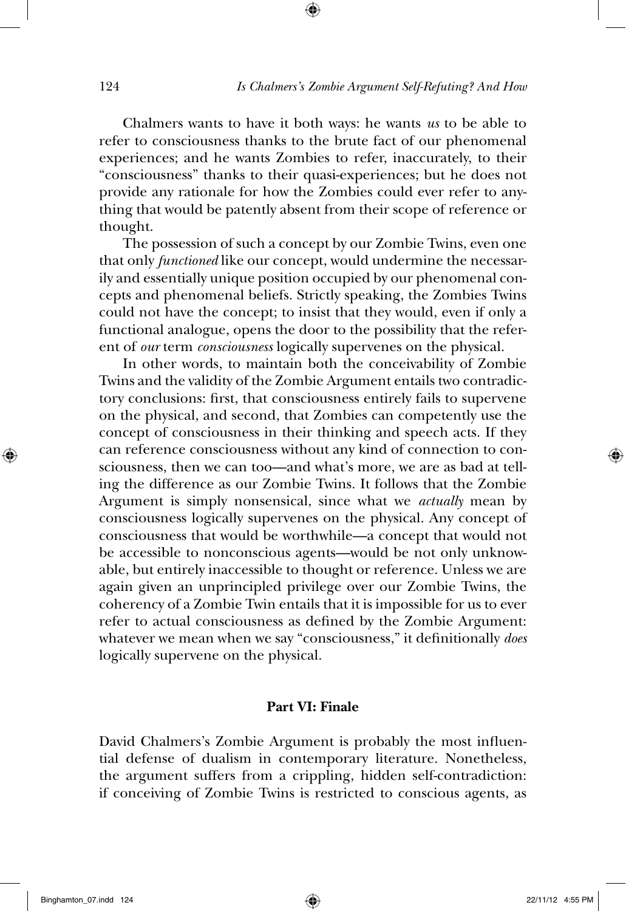Chalmers wants to have it both ways: he wants *us* to be able to refer to consciousness thanks to the brute fact of our phenomenal experiences; and he wants Zombies to refer, inaccurately, to their "consciousness" thanks to their quasi-experiences; but he does not provide any rationale for how the Zombies could ever refer to anything that would be patently absent from their scope of reference or thought.

The possession of such a concept by our Zombie Twins, even one that only *functioned* like our concept, would undermine the necessarily and essentially unique position occupied by our phenomenal concepts and phenomenal beliefs. Strictly speaking, the Zombies Twins could not have the concept; to insist that they would, even if only a functional analogue, opens the door to the possibility that the referent of *our* term *consciousness* logically supervenes on the physical.

In other words, to maintain both the conceivability of Zombie Twins and the validity of the Zombie Argument entails two contradictory conclusions: first, that consciousness entirely fails to supervene on the physical, and second, that Zombies can competently use the concept of consciousness in their thinking and speech acts. If they can reference consciousness without any kind of connection to consciousness, then we can too—and what's more, we are as bad at telling the difference as our Zombie Twins. It follows that the Zombie Argument is simply nonsensical, since what we *actually* mean by consciousness logically supervenes on the physical. Any concept of consciousness that would be worthwhile—a concept that would not be accessible to nonconscious agents—would be not only unknowable, but entirely inaccessible to thought or reference. Unless we are again given an unprincipled privilege over our Zombie Twins, the coherency of a Zombie Twin entails that it is impossible for us to ever refer to actual consciousness as defined by the Zombie Argument: whatever we mean when we say "consciousness," it definitionally *does* logically supervene on the physical.

## Part VI: Finale

David Chalmers's Zombie Argument is probably the most influential defense of dualism in contemporary literature. Nonetheless, the argument suffers from a crippling, hidden self-contradiction: if conceiving of Zombie Twins is restricted to conscious agents, as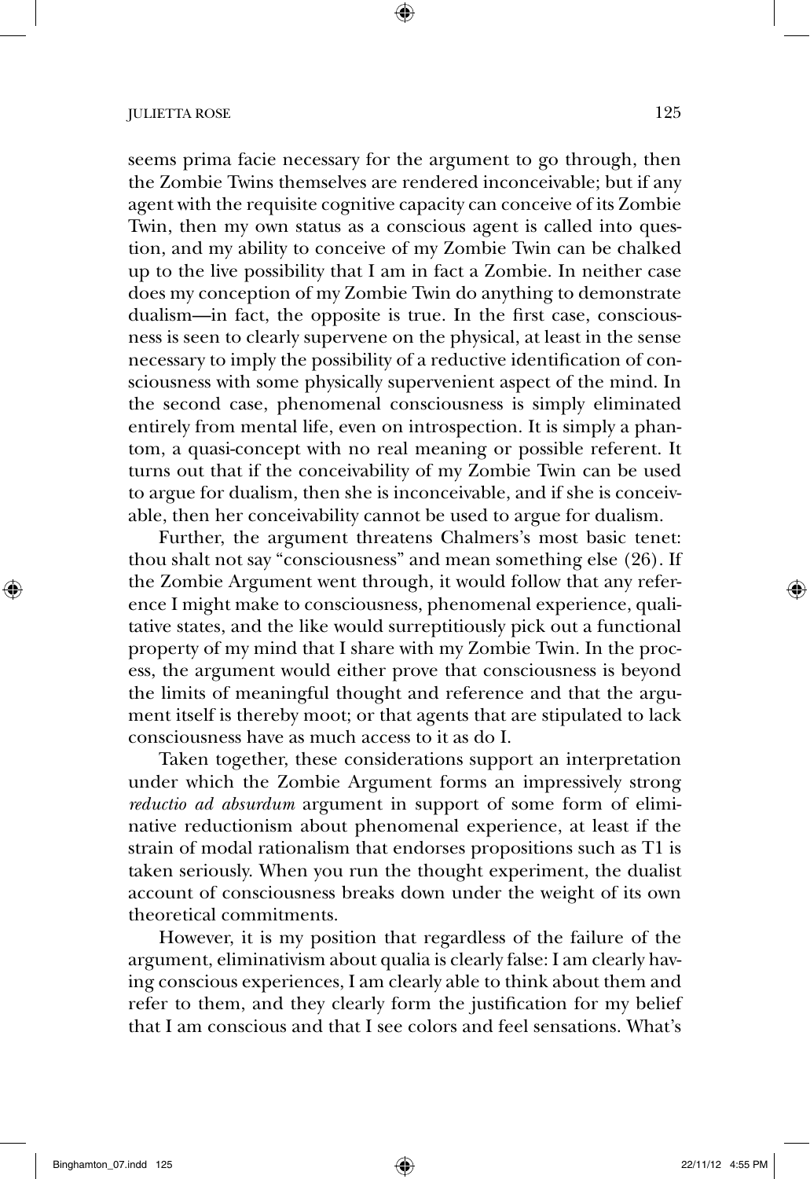seems prima facie necessary for the argument to go through, then the Zombie Twins themselves are rendered inconceivable; but if any agent with the requisite cognitive capacity can conceive of its Zombie Twin, then my own status as a conscious agent is called into question, and my ability to conceive of my Zombie Twin can be chalked up to the live possibility that I am in fact a Zombie. In neither case does my conception of my Zombie Twin do anything to demonstrate dualism—in fact, the opposite is true. In the first case, consciousness is seen to clearly supervene on the physical, at least in the sense necessary to imply the possibility of a reductive identification of consciousness with some physically supervenient aspect of the mind. In the second case, phenomenal consciousness is simply eliminated entirely from mental life, even on introspection. It is simply a phantom, a quasi-concept with no real meaning or possible referent. It turns out that if the conceivability of my Zombie Twin can be used to argue for dualism, then she is inconceivable, and if she is conceivable, then her conceivability cannot be used to argue for dualism.

Further, the argument threatens Chalmers's most basic tenet: thou shalt not say "consciousness" and mean something else (26). If the Zombie Argument went through, it would follow that any reference I might make to consciousness, phenomenal experience, qualitative states, and the like would surreptitiously pick out a functional property of my mind that I share with my Zombie Twin. In the process, the argument would either prove that consciousness is beyond the limits of meaningful thought and reference and that the argument itself is thereby moot; or that agents that are stipulated to lack consciousness have as much access to it as do I.

Taken together, these considerations support an interpretation under which the Zombie Argument forms an impressively strong *reductio ad absurdum* argument in support of some form of eliminative reductionism about phenomenal experience, at least if the strain of modal rationalism that endorses propositions such as T1 is taken seriously. When you run the thought experiment, the dualist account of consciousness breaks down under the weight of its own theoretical commitments.

However, it is my position that regardless of the failure of the argument, eliminativism about qualia is clearly false: I am clearly having conscious experiences, I am clearly able to think about them and refer to them, and they clearly form the justification for my belief that I am conscious and that I see colors and feel sensations. What's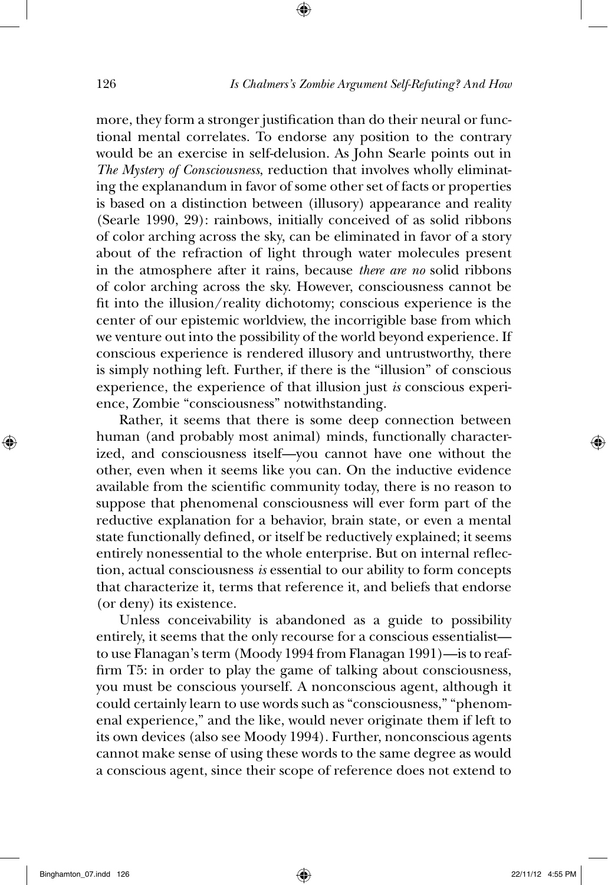more, they form a stronger justification than do their neural or functional mental correlates. To endorse any position to the contrary would be an exercise in self-delusion. As John Searle points out in *The Mystery of Consciousness*, reduction that involves wholly eliminating the explanandum in favor of some other set of facts or properties is based on a distinction between (illusory) appearance and reality (Searle 1990, 29): rainbows, initially conceived of as solid ribbons of color arching across the sky, can be eliminated in favor of a story about of the refraction of light through water molecules present in the atmosphere after it rains, because *there are no* solid ribbons of color arching across the sky. However, consciousness cannot be fit into the illusion/reality dichotomy; conscious experience is the center of our epistemic worldview, the incorrigible base from which we venture out into the possibility of the world beyond experience. If conscious experience is rendered illusory and untrustworthy, there is simply nothing left. Further, if there is the "illusion" of conscious experience, the experience of that illusion just *is* conscious experience, Zombie "consciousness" notwithstanding.

Rather, it seems that there is some deep connection between human (and probably most animal) minds, functionally characterized, and consciousness itself—you cannot have one without the other, even when it seems like you can. On the inductive evidence available from the scientific community today, there is no reason to suppose that phenomenal consciousness will ever form part of the reductive explanation for a behavior, brain state, or even a mental state functionally defined, or itself be reductively explained; it seems entirely nonessential to the whole enterprise. But on internal reflection, actual consciousness *is* essential to our ability to form concepts that characterize it, terms that reference it, and beliefs that endorse (or deny) its existence.

Unless conceivability is abandoned as a guide to possibility entirely, it seems that the only recourse for a conscious essentialist—to use Flanagan's term (Moody 1994 from Flanagan 1991)—is to reaffirm T5: in order to play the game of talking about consciousness, you must be conscious yourself. A nonconscious agent, although it could certainly learn to use words such as "consciousness," "phenomenal experience," and the like, would never originate them if left to its own devices (also see Moody 1994). Further, nonconscious agents cannot make sense of using these words to the same degree as would a conscious agent, since their scope of reference does not extend to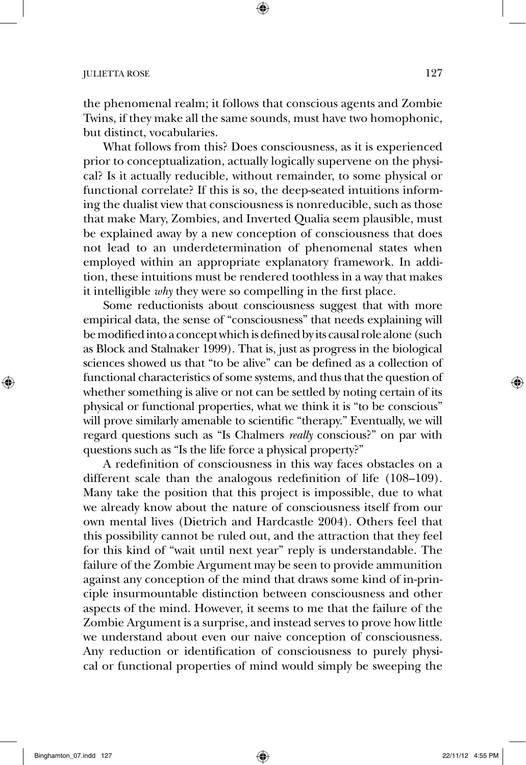the phenomenal realm; it follows that conscious agents and Zombie Twins, if they make all the same sounds, must have two homophonic, but distinct, vocabularies.

What follows from this? Does consciousness, as it is experienced prior to conceptualization, actually logically supervene on the physical? Is it actually reducible, without remainder, to some physical or functional correlate? If this is so, the deep-seated intuitions informing the dualist view that consciousness is nonreducible, such as those that make Mary, Zombies, and Inverted Qualia seem plausible, must be explained away by a new conception of consciousness that does not lead to an underdetermination of phenomenal states when employed within an appropriate explanatory framework. In addition, these intuitions must be rendered toothless in a way that makes it intelligible *why* they were so compelling in the first place.

Some reductionists about consciousness suggest that with more empirical data, the sense of "consciousness" that needs explaining will be modified into a concept which is defined by its causal role alone (such as Block and Stalnaker 1999). That is, just as progress in the biological sciences showed us that "to be alive" can be defined as a collection of functional characteristics of some systems, and thus that the question of whether something is alive or not can be settled by noting certain of its physical or functional properties, what we think it is "to be conscious" will prove similarly amenable to scientific "therapy." Eventually, we will regard questions such as "Is Chalmers *really* conscious?" on par with questions such as "Is the life force a physical property?"

A redefinition of consciousness in this way faces obstacles on a different scale than the analogous redefinition of life (108–109). Many take the position that this project is impossible, due to what we already know about the nature of consciousness itself from our own mental lives (Dietrich and Hardcastle 2004). Others feel that this possibility cannot be ruled out, and the attraction that they feel for this kind of "wait until next year" reply is understandable. The failure of the Zombie Argument may be seen to provide ammunition against any conception of the mind that draws some kind of in-principle insurmountable distinction between consciousness and other aspects of the mind. However, it seems to me that the failure of the Zombie Argument is a surprise, and instead serves to prove how little we understand about even our naive conception of consciousness. Any reduction or identification of consciousness to purely physical or functional properties of mind would simply be sweeping the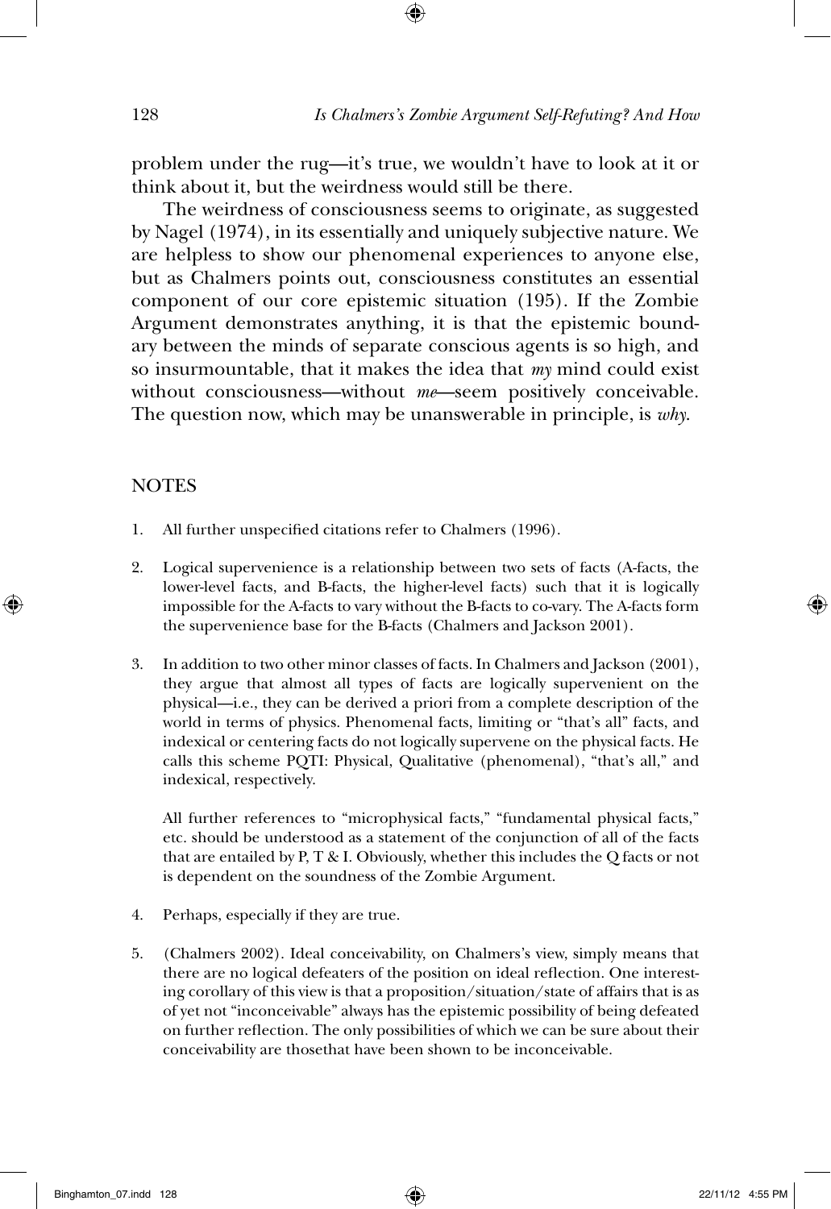problem under the rug—it's true, we wouldn't have to look at it or think about it, but the weirdness would still be there.

The weirdness of consciousness seems to originate, as suggested by Nagel (1974), in its essentially and uniquely subjective nature. We are helpless to show our phenomenal experiences to anyone else, but as Chalmers points out, consciousness constitutes an essential component of our core epistemic situation (195). If the Zombie Argument demonstrates anything, it is that the epistemic boundary between the minds of separate conscious agents is so high, and so insurmountable, that it makes the idea that *my* mind could exist without consciousness—without *me*—seem positively conceivable. The question now, which may be unanswerable in principle, is *why*.

## NOTES

1. All further unspecified citations refer to Chalmers (1996).

2. Logical supervenience is a relationship between two sets of facts (A-facts, the lower-level facts, and B-facts, the higher-level facts) such that it is logically impossible for the A-facts to vary without the B-facts to co-vary. The A-facts form the supervenience base for the B-facts (Chalmers and Jackson 2001).

3. In addition to two other minor classes of facts. In Chalmers and Jackson (2001), they argue that almost all types of facts are logically supervenient on the physical—i.e., they can be derived a priori from a complete description of the world in terms of physics. Phenomenal facts, limiting or "that's all" facts, and indexical or centering facts do not logically supervene on the physical facts. He calls this scheme PQTI: Physical, Qualitative (phenomenal), "that's all," and indexical, respectively.

   All further references to "microphysical facts," "fundamental physical facts," etc. should be understood as a statement of the conjunction of all of the facts that are entailed by P, T & I. Obviously, whether this includes the Q facts or not is dependent on the soundness of the Zombie Argument.

4. Perhaps, especially if they are true.

5. (Chalmers 2002). Ideal conceivability, on Chalmers's view, simply means that there are no logical defeaters of the position on ideal reflection. One interesting corollary of this view is that a proposition/situation/state of affairs that is as of yet not "inconceivable" always has the epistemic possibility of being defeated on further reflection. The only possibilities of which we can be sure about their conceivability are thosethat have been shown to be inconceivable.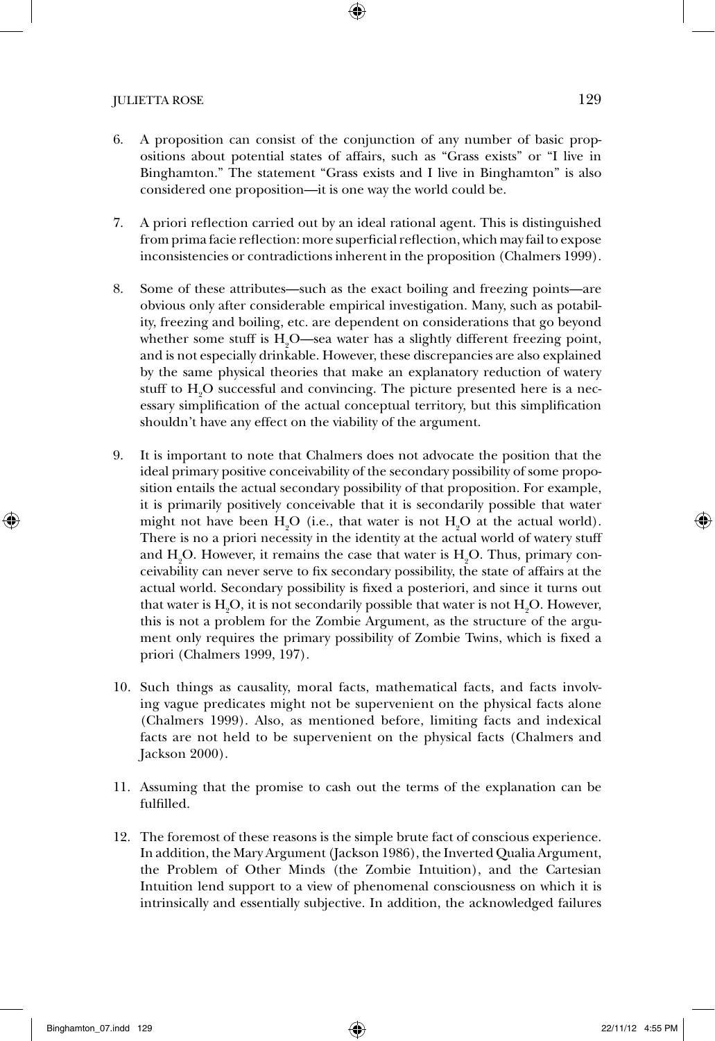6. A proposition can consist of the conjunction of any number of basic propositions about potential states of affairs, such as "Grass exists" or "I live in Binghamton." The statement "Grass exists and I live in Binghamton" is also considered one proposition—it is one way the world could be.

7. A priori reflection carried out by an ideal rational agent. This is distinguished from prima facie reflection: more superficial reflection, which may fail to expose inconsistencies or contradictions inherent in the proposition (Chalmers 1999).

8. Some of these attributes—such as the exact boiling and freezing points—are obvious only after considerable empirical investigation. Many, such as potability, freezing and boiling, etc. are dependent on considerations that go beyond whether some stuff is $H_2O$—sea water has a slightly different freezing point, and is not especially drinkable. However, these discrepancies are also explained by the same physical theories that make an explanatory reduction of watery stuff to $H_2O$ successful and convincing. The picture presented here is a necessary simplification of the actual conceptual territory, but this simplification shouldn't have any effect on the viability of the argument.

9. It is important to note that Chalmers does not advocate the position that the ideal primary positive conceivability of the secondary possibility of some proposition entails the actual secondary possibility of that proposition. For example, it is primarily positively conceivable that it is secondarily possible that water might not have been $H_2O$ (i.e., that water is not $H_2O$ at the actual world). There is no a priori necessity in the identity at the actual world of watery stuff and $H_2O$. However, it remains the case that water is $H_2O$. Thus, primary conceivability can never serve to fix secondary possibility, the state of affairs at the actual world. Secondary possibility is fixed a posteriori, and since it turns out that water is $H_2O$, it is not secondarily possible that water is not $H_2O$. However, this is not a problem for the Zombie Argument, as the structure of the argument only requires the primary possibility of Zombie Twins, which is fixed a priori (Chalmers 1999, 197).

10. Such things as causality, moral facts, mathematical facts, and facts involving vague predicates might not be supervenient on the physical facts alone (Chalmers 1999). Also, as mentioned before, limiting facts and indexical facts are not held to be supervenient on the physical facts (Chalmers and Jackson 2000).

11. Assuming that the promise to cash out the terms of the explanation can be fulfilled.

12. The foremost of these reasons is the simple brute fact of conscious experience. In addition, the Mary Argument (Jackson 1986), the Inverted Qualia Argument, the Problem of Other Minds (the Zombie Intuition), and the Cartesian Intuition lend support to a view of phenomenal consciousness on which it is intrinsically and essentially subjective. In addition, the acknowledged failures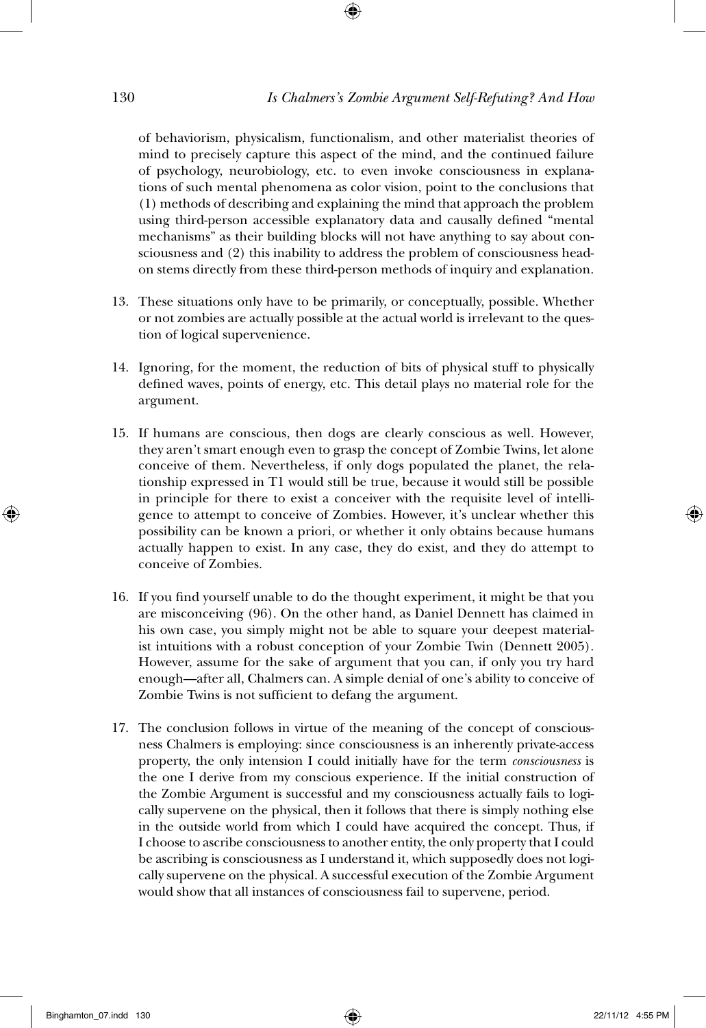of behaviorism, physicalism, functionalism, and other materialist theories of mind to precisely capture this aspect of the mind, and the continued failure of psychology, neurobiology, etc. to even invoke consciousness in explanations of such mental phenomena as color vision, point to the conclusions that (1) methods of describing and explaining the mind that approach the problem using third-person accessible explanatory data and causally defined "mental mechanisms" as their building blocks will not have anything to say about consciousness and (2) this inability to address the problem of consciousness head-on stems directly from these third-person methods of inquiry and explanation.

13. These situations only have to be primarily, or conceptually, possible. Whether or not zombies are actually possible at the actual world is irrelevant to the question of logical supervenience.
14. Ignoring, for the moment, the reduction of bits of physical stuff to physically defined waves, points of energy, etc. This detail plays no material role for the argument.
15. If humans are conscious, then dogs are clearly conscious as well. However, they aren't smart enough even to grasp the concept of Zombie Twins, let alone conceive of them. Nevertheless, if only dogs populated the planet, the relationship expressed in T1 would still be true, because it would still be possible in principle for there to exist a conceiver with the requisite level of intelligence to attempt to conceive of Zombies. However, it's unclear whether this possibility can be known a priori, or whether it only obtains because humans actually happen to exist. In any case, they do exist, and they do attempt to conceive of Zombies.
16. If you find yourself unable to do the thought experiment, it might be that you are misconceiving (96). On the other hand, as Daniel Dennett has claimed in his own case, you simply might not be able to square your deepest materialist intuitions with a robust conception of your Zombie Twin (Dennett 2005). However, assume for the sake of argument that you can, if only you try hard enough—after all, Chalmers can. A simple denial of one's ability to conceive of Zombie Twins is not sufficient to defang the argument.
17. The conclusion follows in virtue of the meaning of the concept of consciousness Chalmers is employing: since consciousness is an inherently private-access property, the only intension I could initially have for the term *consciousness* is the one I derive from my conscious experience. If the initial construction of the Zombie Argument is successful and my consciousness actually fails to logically supervene on the physical, then it follows that there is simply nothing else in the outside world from which I could have acquired the concept. Thus, if I choose to ascribe consciousness to another entity, the only property that I could be ascribing is consciousness as I understand it, which supposedly does not logically supervene on the physical. A successful execution of the Zombie Argument would show that all instances of consciousness fail to supervene, period.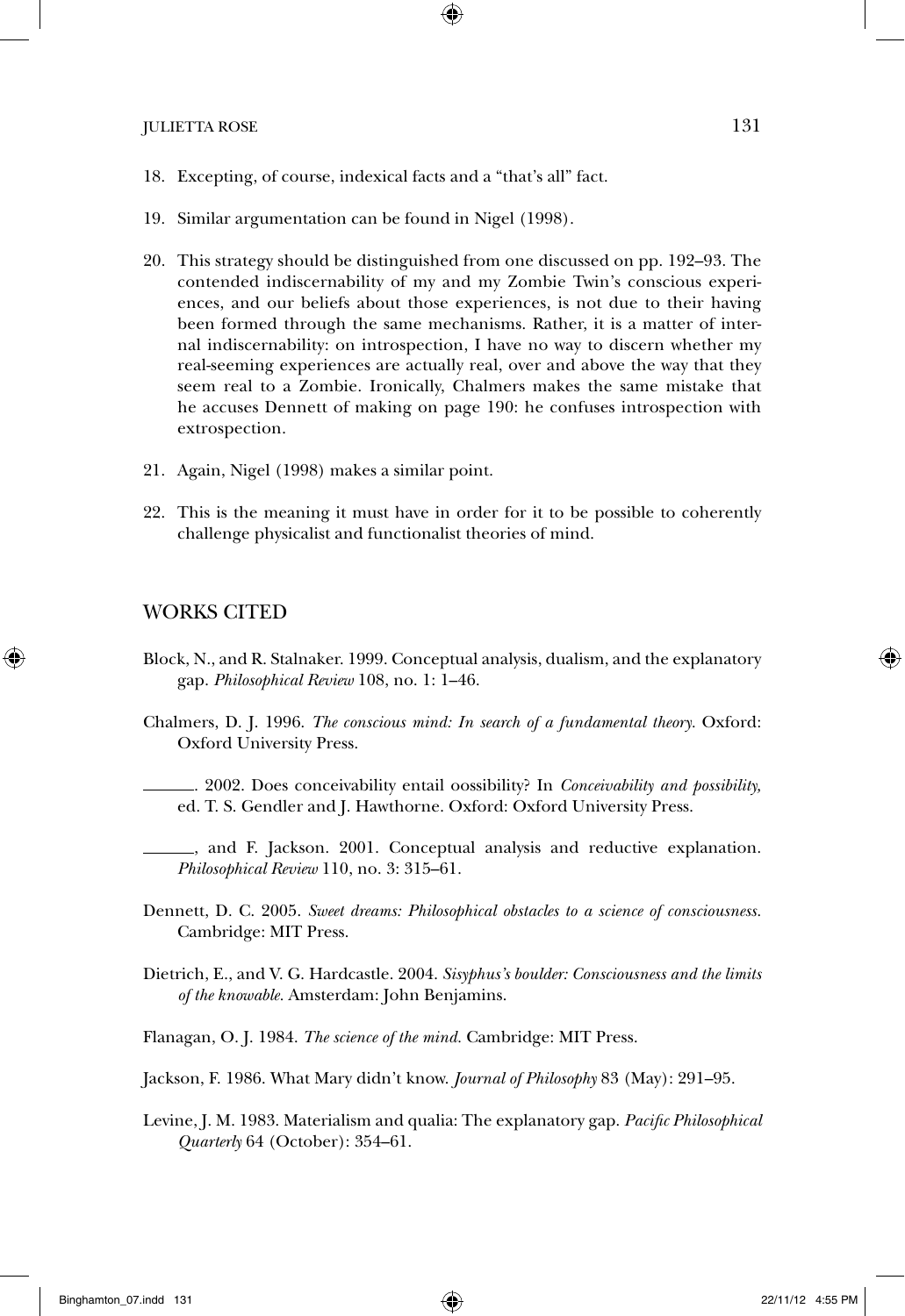18. Excepting, of course, indexical facts and a "that's all" fact.

19. Similar argumentation can be found in Nigel (1998).

20. This strategy should be distinguished from one discussed on pp. 192–93. The contended indiscernability of my and my Zombie Twin's conscious experiences, and our beliefs about those experiences, is not due to their having been formed through the same mechanisms. Rather, it is a matter of internal indiscernability: on introspection, I have no way to discern whether my real-seeming experiences are actually real, over and above the way that they seem real to a Zombie. Ironically, Chalmers makes the same mistake that he accuses Dennett of making on page 190: he confuses introspection with extrospection.

21. Again, Nigel (1998) makes a similar point.

22. This is the meaning it must have in order for it to be possible to coherently challenge physicalist and functionalist theories of mind.

## WORKS CITED

Block, N., and R. Stalnaker. 1999. Conceptual analysis, dualism, and the explanatory gap. *Philosophical Review* 108, no. 1: 1–46.

Chalmers, D. J. 1996. *The conscious mind: In search of a fundamental theory.* Oxford: Oxford University Press.

———. 2002. Does conceivability entail oossibility? In *Conceivability and possibility,* ed. T. S. Gendler and J. Hawthorne. Oxford: Oxford University Press.

———, and F. Jackson. 2001. Conceptual analysis and reductive explanation. *Philosophical Review* 110, no. 3: 315–61.

Dennett, D. C. 2005. *Sweet dreams: Philosophical obstacles to a science of consciousness.* Cambridge: MIT Press.

Dietrich, E., and V. G. Hardcastle. 2004. *Sisyphus's boulder: Consciousness and the limits of the knowable.* Amsterdam: John Benjamins.

Flanagan, O. J. 1984. *The science of the mind.* Cambridge: MIT Press.

Jackson, F. 1986. What Mary didn't know. *Journal of Philosophy* 83 (May): 291–95.

Levine, J. M. 1983. Materialism and qualia: The explanatory gap. *Pacific Philosophical Quarterly* 64 (October): 354–61.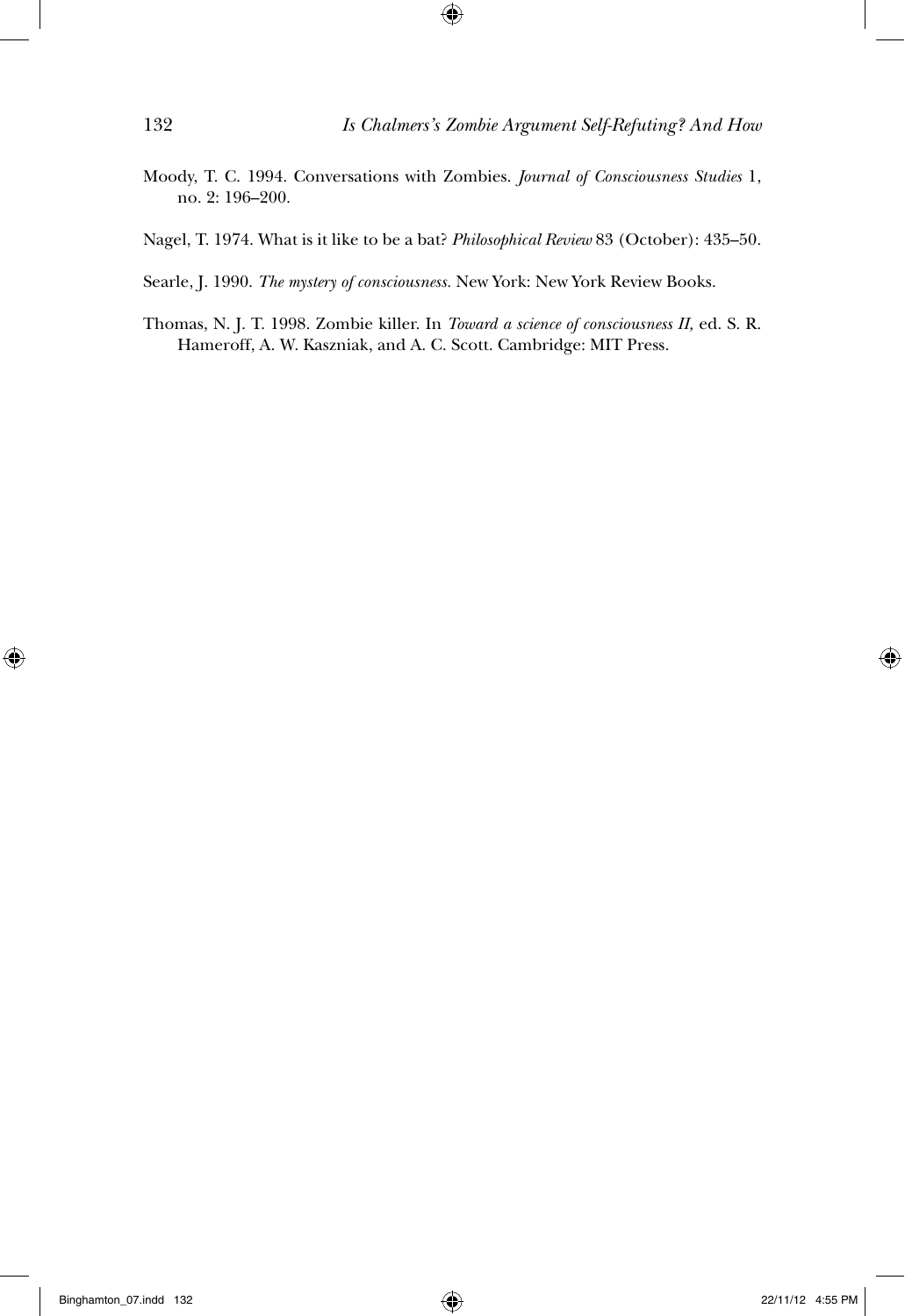Moody, T. C. 1994. Conversations with Zombies. *Journal of Consciousness Studies* 1, no. 2: 196–200.

Nagel, T. 1974. What is it like to be a bat? *Philosophical Review* 83 (October): 435–50.

Searle, J. 1990. *The mystery of consciousness.* New York: New York Review Books.

Thomas, N. J. T. 1998. Zombie killer. In *Toward a science of consciousness II,* ed. S. R. Hameroff, A. W. Kaszniak, and A. C. Scott. Cambridge: MIT Press.